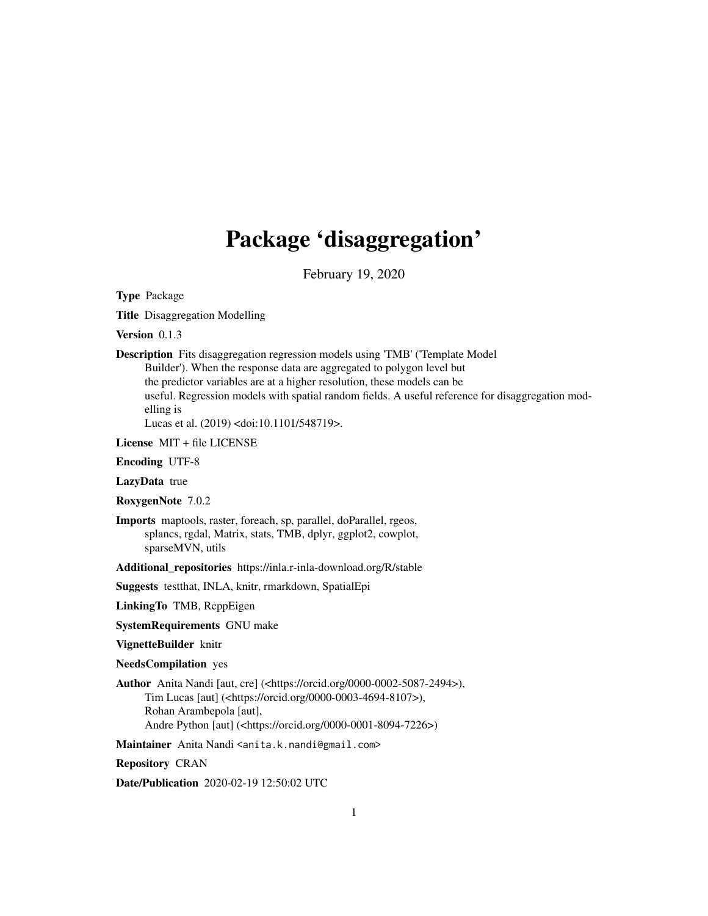# Package 'disaggregation'

February 19, 2020

**Type** Package

**Title** Disaggregation Modelling

**Version** 0.1.3

**Description** Fits disaggregation regression models using 'TMB' ('Template Model Builder'). When the response data are aggregated to polygon level but the predictor variables are at a higher resolution, these models can be useful. Regression models with spatial random fields. A useful reference for disaggregation modelling is Lucas et al. (2019) <doi:10.1101/548719>.

**License** MIT + file LICENSE

**Encoding** UTF-8

**LazyData** true

**RoxygenNote** 7.0.2

**Imports** maptools, raster, foreach, sp, parallel, doParallel, rgeos, splancs, rgdal, Matrix, stats, TMB, dplyr, ggplot2, cowplot, sparseMVN, utils

**Additional_repositories** https://inla.r-inla-download.org/R/stable

**Suggests** testthat, INLA, knitr, rmarkdown, SpatialEpi

**LinkingTo** TMB, RcppEigen

**SystemRequirements** GNU make

**VignetteBuilder** knitr

**NeedsCompilation** yes

**Author** Anita Nandi [aut, cre] (<https://orcid.org/0000-0002-5087-2494>), Tim Lucas [aut] (<https://orcid.org/0000-0003-4694-8107>), Rohan Arambepola [aut], Andre Python [aut] (<https://orcid.org/0000-0001-8094-7226>)

**Maintainer** Anita Nandi <anita.k.nandi@gmail.com>

**Repository** CRAN

**Date/Publication** 2020-02-19 12:50:02 UTC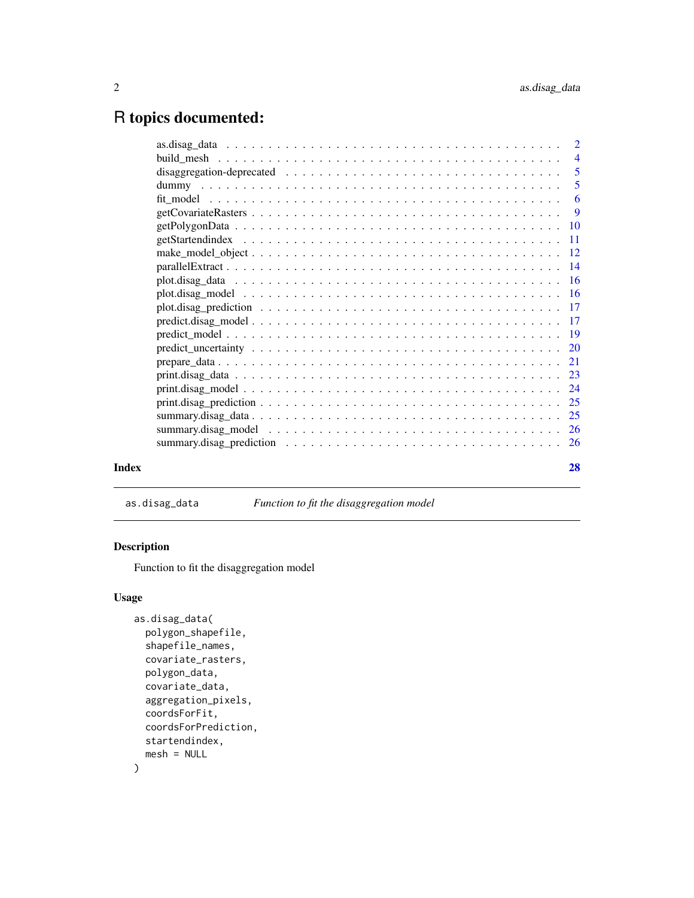# R topics documented:

| | |
|---|---|
| as.disag_data | 2 |
| build_mesh | 4 |
| disaggregation-deprecated | 5 |
| dummy | 5 |
| fit_model | 6 |
| getCovariateRasters | 9 |
| getPolygonData | 10 |
| getStartendindex | 11 |
| make_model_object | 12 |
| parallelExtract | 14 |
| plot.disag_data | 16 |
| plot.disag_model | 16 |
| plot.disag_prediction | 17 |
| predict.disag_model | 17 |
| predict_model | 19 |
| predict_uncertainty | 20 |
| prepare_data | 21 |
| print.disag_data | 23 |
| print.disag_model | 24 |
| print.disag_prediction | 25 |
| summary.disag_data | 25 |
| summary.disag_model | 26 |
| summary.disag_prediction | 26 |
| **Index** | **28** |

---

`as.disag_data` *Function to fit the disaggregation model*

---

### Description

Function to fit the disaggregation model

### Usage

```
as.disag_data(
  polygon_shapefile,
  shapefile_names,
  covariate_rasters,
  polygon_data,
  covariate_data,
  aggregation_pixels,
  coordsForFit,
  coordsForPrediction,
  startendindex,
  mesh = NULL
)
```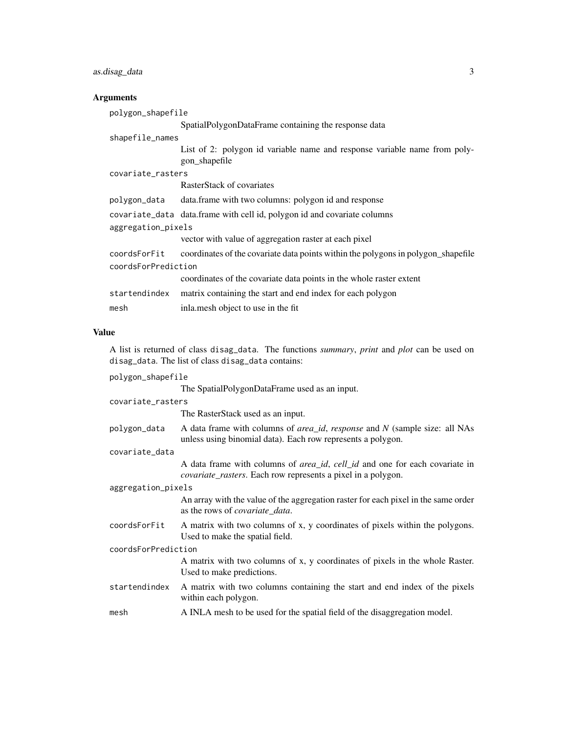## Arguments

`polygon_shapefile`
: SpatialPolygonDataFrame containing the response data

`shapefile_names`
: List of 2: polygon id variable name and response variable name from polygon_shapefile

`covariate_rasters`
: RasterStack of covariates

`polygon_data`
: data.frame with two columns: polygon id and response

`covariate_data`
: data.frame with cell id, polygon id and covariate columns

`aggregation_pixels`
: vector with value of aggregation raster at each pixel

`coordsForFit`
: coordinates of the covariate data points within the polygons in polygon_shapefile

`coordsForPrediction`
: coordinates of the covariate data points in the whole raster extent

`startendindex`
: matrix containing the start and end index for each polygon

`mesh`
: inla.mesh object to use in the fit

## Value

A list is returned of class `disag_data`. The functions *summary*, *print* and *plot* can be used on `disag_data`. The list of class `disag_data` contains:

`polygon_shapefile`
: The SpatialPolygonDataFrame used as an input.

`covariate_rasters`
: The RasterStack used as an input.

`polygon_data`
: A data frame with columns of *area_id*, *response* and *N* (sample size: all NAs unless using binomial data). Each row represents a polygon.

`covariate_data`
: A data frame with columns of *area_id*, *cell_id* and one for each covariate in *covariate_rasters*. Each row represents a pixel in a polygon.

`aggregation_pixels`
: An array with the value of the aggregation raster for each pixel in the same order as the rows of *covariate_data*.

`coordsForFit`
: A matrix with two columns of x, y coordinates of pixels within the polygons. Used to make the spatial field.

`coordsForPrediction`
: A matrix with two columns of x, y coordinates of pixels in the whole Raster. Used to make predictions.

`startendindex`
: A matrix with two columns containing the start and end index of the pixels within each polygon.

`mesh`
: A INLA mesh to be used for the spatial field of the disaggregation model.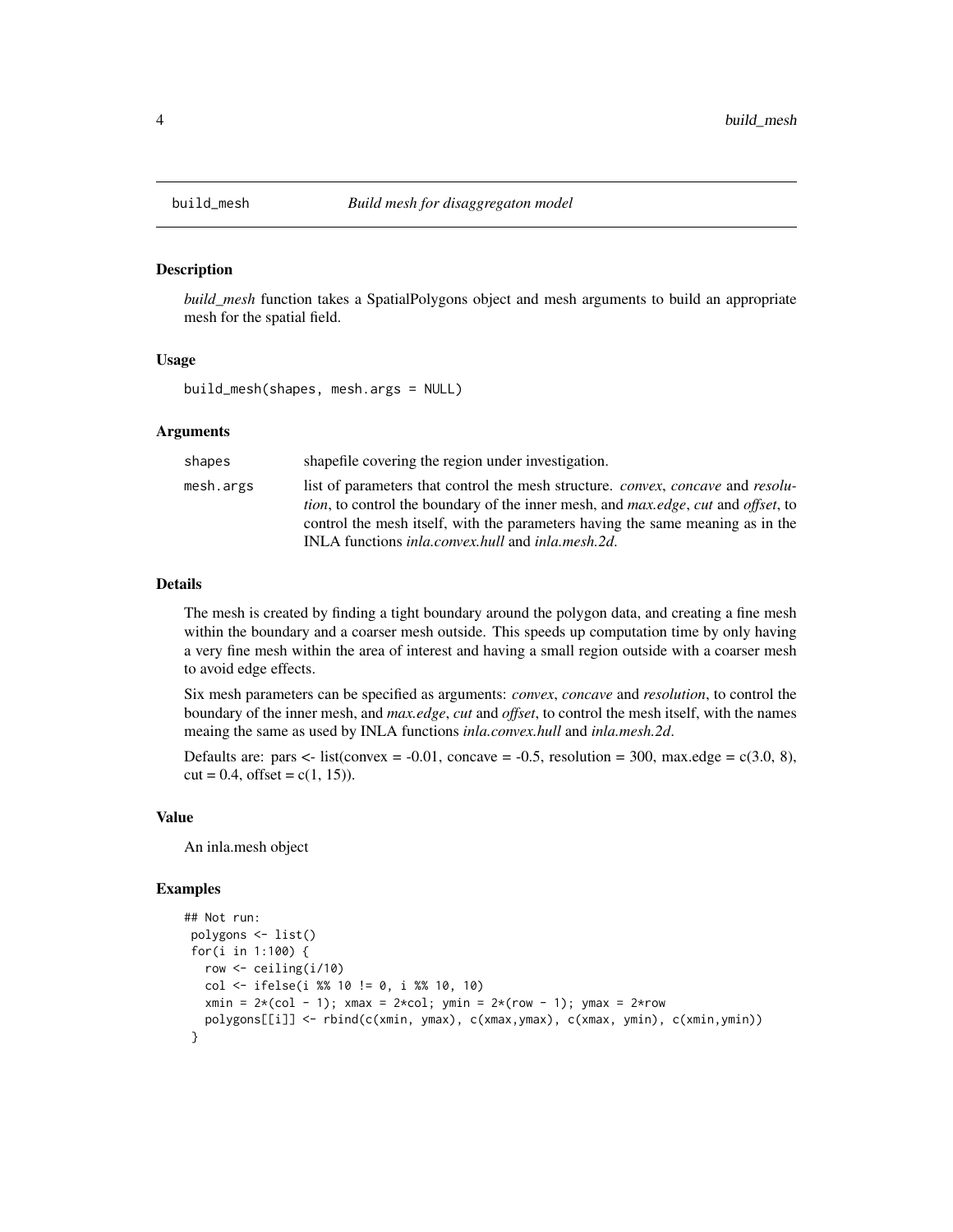## build_mesh — *Build mesh for disaggregaton model*

### Description

*build_mesh* function takes a SpatialPolygons object and mesh arguments to build an appropriate mesh for the spatial field.

### Usage

```
build_mesh(shapes, mesh.args = NULL)
```

### Arguments

| | |
|---|---|
| shapes | shapefile covering the region under investigation. |
| mesh.args | list of parameters that control the mesh structure. *convex*, *concave* and *resolution*, to control the boundary of the inner mesh, and *max.edge*, *cut* and *offset*, to control the mesh itself, with the parameters having the same meaning as in the INLA functions *inla.convex.hull* and *inla.mesh.2d*. |

### Details

The mesh is created by finding a tight boundary around the polygon data, and creating a fine mesh within the boundary and a coarser mesh outside. This speeds up computation time by only having a very fine mesh within the area of interest and having a small region outside with a coarser mesh to avoid edge effects.

Six mesh parameters can be specified as arguments: *convex*, *concave* and *resolution*, to control the boundary of the inner mesh, and *max.edge*, *cut* and *offset*, to control the mesh itself, with the names meaing the same as used by INLA functions *inla.convex.hull* and *inla.mesh.2d*.

Defaults are: pars <- list(convex = -0.01, concave = -0.5, resolution = 300, max.edge = c(3.0, 8), cut = 0.4, offset = c(1, 15)).

### Value

An inla.mesh object

### Examples

```
## Not run:
 polygons <- list()
 for(i in 1:100) {
   row <- ceiling(i/10)
   col <- ifelse(i %% 10 != 0, i %% 10, 10)
   xmin = 2*(col - 1); xmax = 2*col; ymin = 2*(row - 1); ymax = 2*row
   polygons[[i]] <- rbind(c(xmin, ymax), c(xmax,ymax), c(xmax, ymin), c(xmin,ymin))
 }
```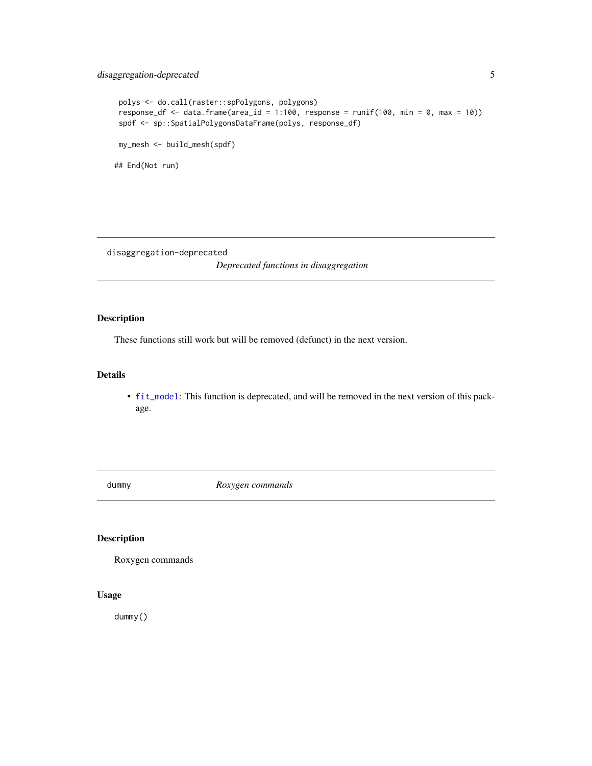```
 polys <- do.call(raster::spPolygons, polygons)
 response_df <- data.frame(area_id = 1:100, response = runif(100, min = 0, max = 10))
 spdf <- sp::SpatialPolygonsDataFrame(polys, response_df)

 my_mesh <- build_mesh(spdf)

## End(Not run)
```

## disaggregation-deprecated

*Deprecated functions in disaggregation*

### Description

These functions still work but will be removed (defunct) in the next version.

### Details

- `fit_model`: This function is deprecated, and will be removed in the next version of this package.

## dummy

*Roxygen commands*

### Description

Roxygen commands

### Usage

```
dummy()
```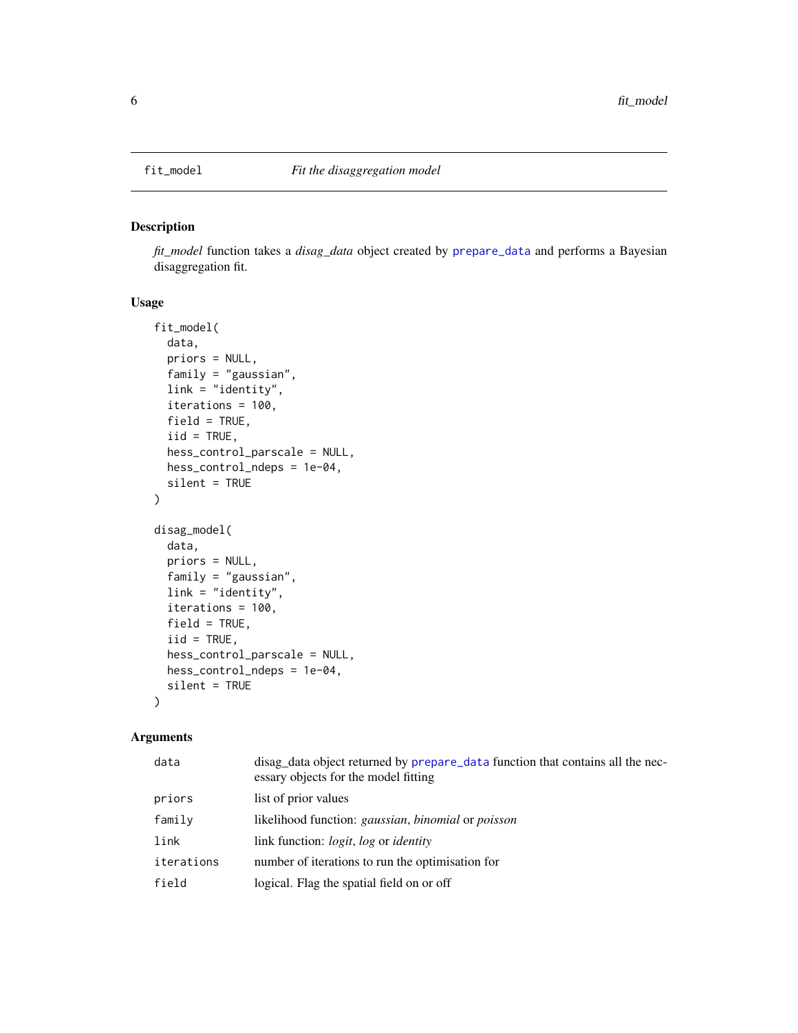# fit_model *Fit the disaggregation model*

## Description

*fit_model* function takes a *disag_data* object created by prepare_data and performs a Bayesian disaggregation fit.

## Usage

```
fit_model(
  data,
  priors = NULL,
  family = "gaussian",
  link = "identity",
  iterations = 100,
  field = TRUE,
  iid = TRUE,
  hess_control_parscale = NULL,
  hess_control_ndeps = 1e-04,
  silent = TRUE
)

disag_model(
  data,
  priors = NULL,
  family = "gaussian",
  link = "identity",
  iterations = 100,
  field = TRUE,
  iid = TRUE,
  hess_control_parscale = NULL,
  hess_control_ndeps = 1e-04,
  silent = TRUE
)
```

## Arguments

| | |
|---|---|
| data | disag_data object returned by prepare_data function that contains all the necessary objects for the model fitting |
| priors | list of prior values |
| family | likelihood function: *gaussian*, *binomial* or *poisson* |
| link | link function: *logit*, *log* or *identity* |
| iterations | number of iterations to run the optimisation for |
| field | logical. Flag the spatial field on or off |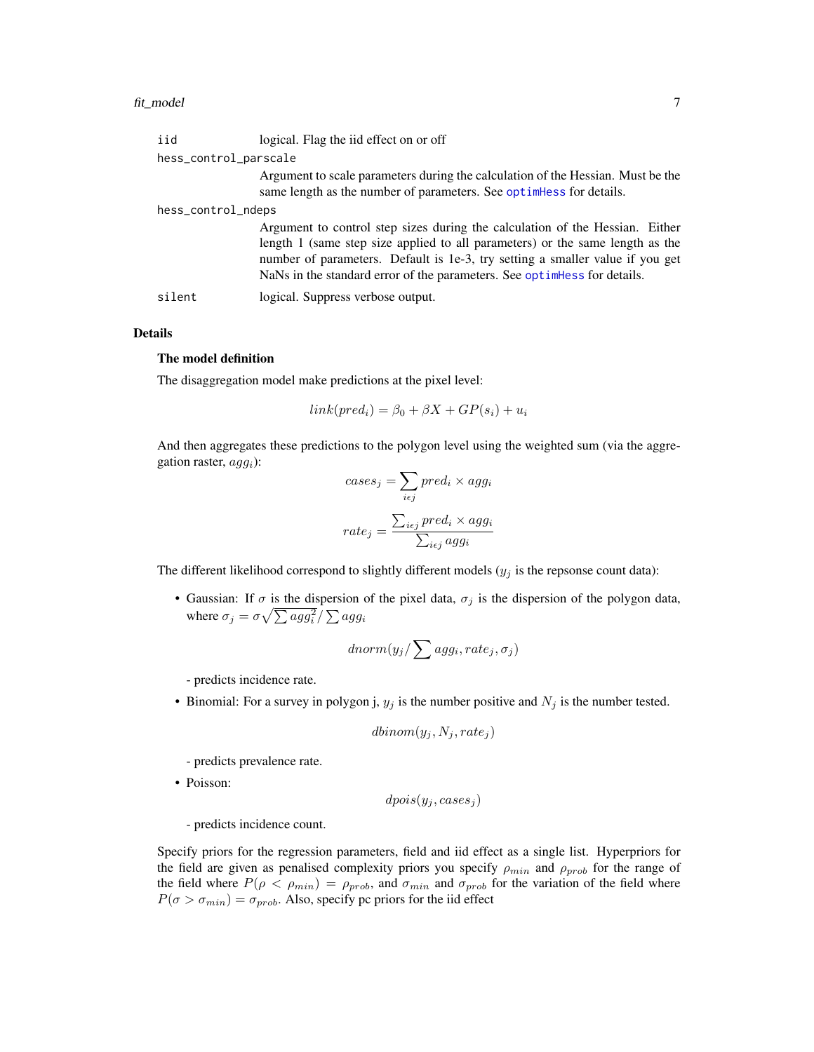iid
: logical. Flag the iid effect on or off

hess_control_parscale
: Argument to scale parameters during the calculation of the Hessian. Must be the same length as the number of parameters. See optimHess for details.

hess_control_ndeps
: Argument to control step sizes during the calculation of the Hessian. Either length 1 (same step size applied to all parameters) or the same length as the number of parameters. Default is 1e-3, try setting a smaller value if you get NaNs in the standard error of the parameters. See optimHess for details.

silent
: logical. Suppress verbose output.

## Details

### The model definition

The disaggregation model make predictions at the pixel level:

$$link(pred_i) = \beta_0 + \beta X + GP(s_i) + u_i$$

And then aggregates these predictions to the polygon level using the weighted sum (via the aggregation raster, $agg_i$):

$$cases_j = \sum_{i \epsilon j} pred_i \times agg_i$$

$$rate_j = \frac{\sum_{i \epsilon j} pred_i \times agg_i}{\sum_{i \epsilon j} agg_i}$$

The different likelihood correspond to slightly different models ($y_j$ is the repsonse count data):

- Gaussian: If $\sigma$ is the dispersion of the pixel data, $\sigma_j$ is the dispersion of the polygon data, where $\sigma_j = \sigma \sqrt{\sum agg_i^2} / \sum agg_i$

  $$dnorm(y_j / \sum agg_i, rate_j, \sigma_j)$$

  - predicts incidence rate.

- Binomial: For a survey in polygon j, $y_j$ is the number positive and $N_j$ is the number tested.

  $$dbinom(y_j, N_j, rate_j)$$

  - predicts prevalence rate.

- Poisson:

  $$dpois(y_j, cases_j)$$

  - predicts incidence count.

Specify priors for the regression parameters, field and iid effect as a single list. Hyperpriors for the field are given as penalised complexity priors you specify $\rho_{min}$ and $\rho_{prob}$ for the range of the field where $P(\rho < \rho_{min}) = \rho_{prob}$, and $\sigma_{min}$ and $\sigma_{prob}$ for the variation of the field where $P(\sigma > \sigma_{min}) = \sigma_{prob}$. Also, specify pc priors for the iid effect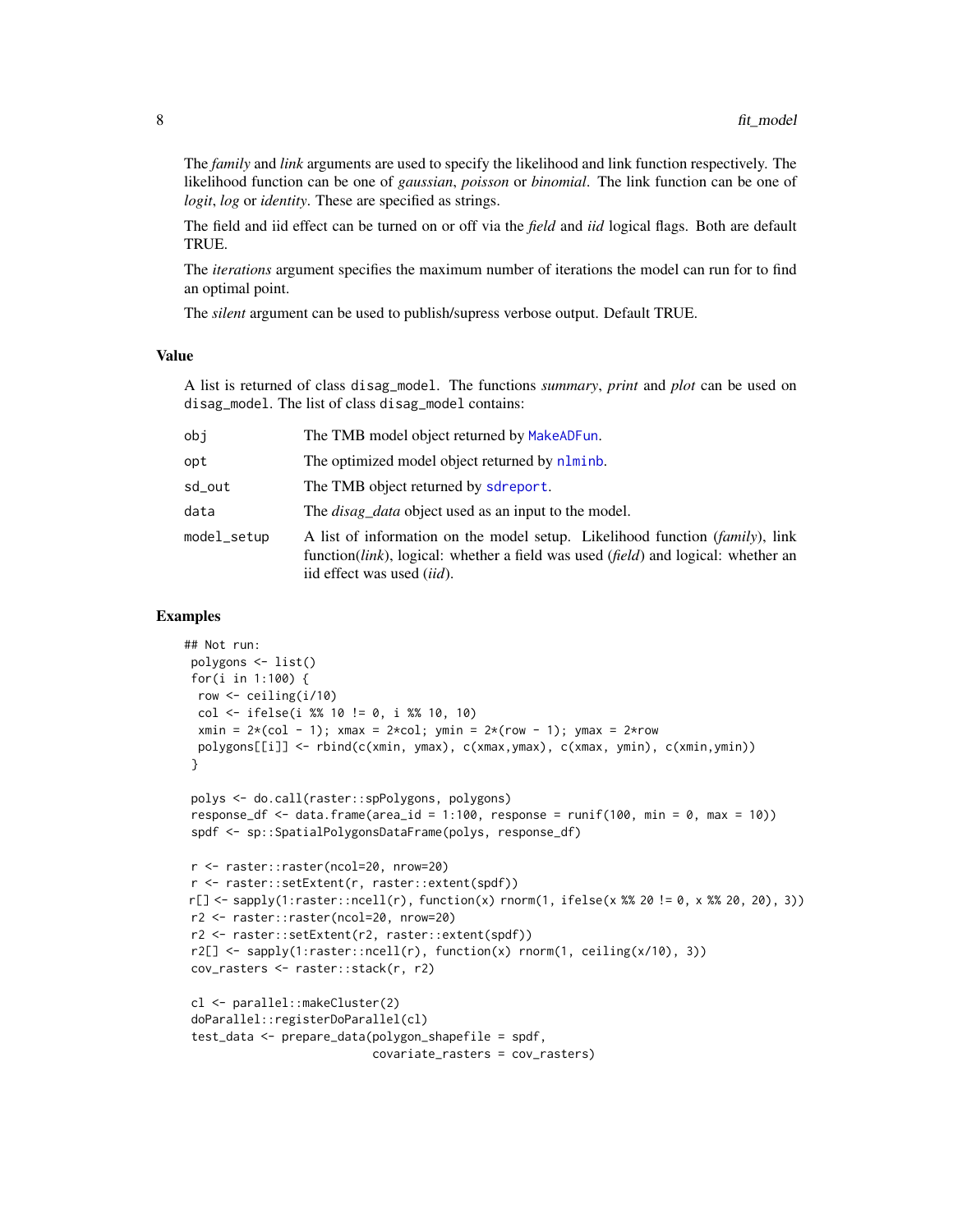The *family* and *link* arguments are used to specify the likelihood and link function respectively. The likelihood function can be one of *gaussian*, *poisson* or *binomial*. The link function can be one of *logit*, *log* or *identity*. These are specified as strings.

The field and iid effect can be turned on or off via the *field* and *iid* logical flags. Both are default TRUE.

The *iterations* argument specifies the maximum number of iterations the model can run for to find an optimal point.

The *silent* argument can be used to publish/supress verbose output. Default TRUE.

## Value

A list is returned of class `disag_model`. The functions *summary*, *print* and *plot* can be used on `disag_model`. The list of class `disag_model` contains:

| | |
|---|---|
| `obj` | The TMB model object returned by `MakeADFun`. |
| `opt` | The optimized model object returned by `nlminb`. |
| `sd_out` | The TMB object returned by `sdreport`. |
| `data` | The *disag_data* object used as an input to the model. |
| `model_setup` | A list of information on the model setup. Likelihood function (*family*), link function(*link*), logical: whether a field was used (*field*) and logical: whether an iid effect was used (*iid*). |

## Examples

```
## Not run:
 polygons <- list()
 for(i in 1:100) {
  row <- ceiling(i/10)
  col <- ifelse(i %% 10 != 0, i %% 10, 10)
  xmin = 2*(col - 1); xmax = 2*col; ymin = 2*(row - 1); ymax = 2*row
  polygons[[i]] <- rbind(c(xmin, ymax), c(xmax,ymax), c(xmax, ymin), c(xmin,ymin))
 }

 polys <- do.call(raster::spPolygons, polygons)
 response_df <- data.frame(area_id = 1:100, response = runif(100, min = 0, max = 10))
 spdf <- sp::SpatialPolygonsDataFrame(polys, response_df)

 r <- raster::raster(ncol=20, nrow=20)
 r <- raster::setExtent(r, raster::extent(spdf))
 r[] <- sapply(1:raster::ncell(r), function(x) rnorm(1, ifelse(x %% 20 != 0, x %% 20, 20), 3))
 r2 <- raster::raster(ncol=20, nrow=20)
 r2 <- raster::setExtent(r2, raster::extent(spdf))
 r2[] <- sapply(1:raster::ncell(r), function(x) rnorm(1, ceiling(x/10), 3))
 cov_rasters <- raster::stack(r, r2)

 cl <- parallel::makeCluster(2)
 doParallel::registerDoParallel(cl)
 test_data <- prepare_data(polygon_shapefile = spdf,
                           covariate_rasters = cov_rasters)
```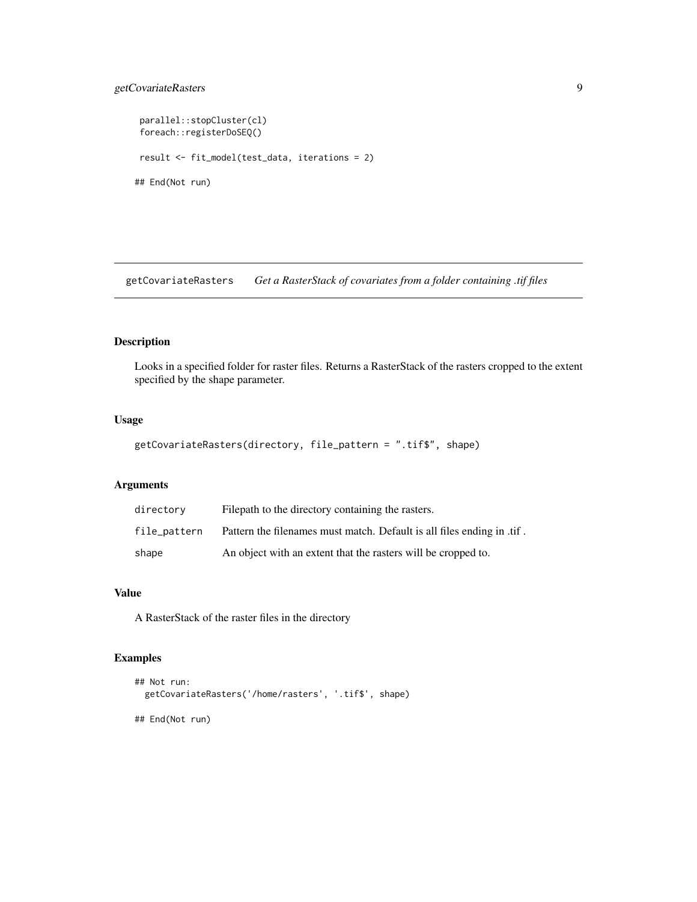```
 parallel::stopCluster(cl)
 foreach::registerDoSEQ()

 result <- fit_model(test_data, iterations = 2)

## End(Not run)
```

## getCovariateRasters *Get a RasterStack of covariates from a folder containing .tif files*

### Description

Looks in a specified folder for raster files. Returns a RasterStack of the rasters cropped to the extent specified by the shape parameter.

### Usage

```
getCovariateRasters(directory, file_pattern = ".tif$", shape)
```

### Arguments

| | |
|---|---|
| directory | Filepath to the directory containing the rasters. |
| file_pattern | Pattern the filenames must match. Default is all files ending in .tif . |
| shape | An object with an extent that the rasters will be cropped to. |

### Value

A RasterStack of the raster files in the directory

### Examples

```
## Not run:
  getCovariateRasters('/home/rasters', '.tif$', shape)

## End(Not run)
```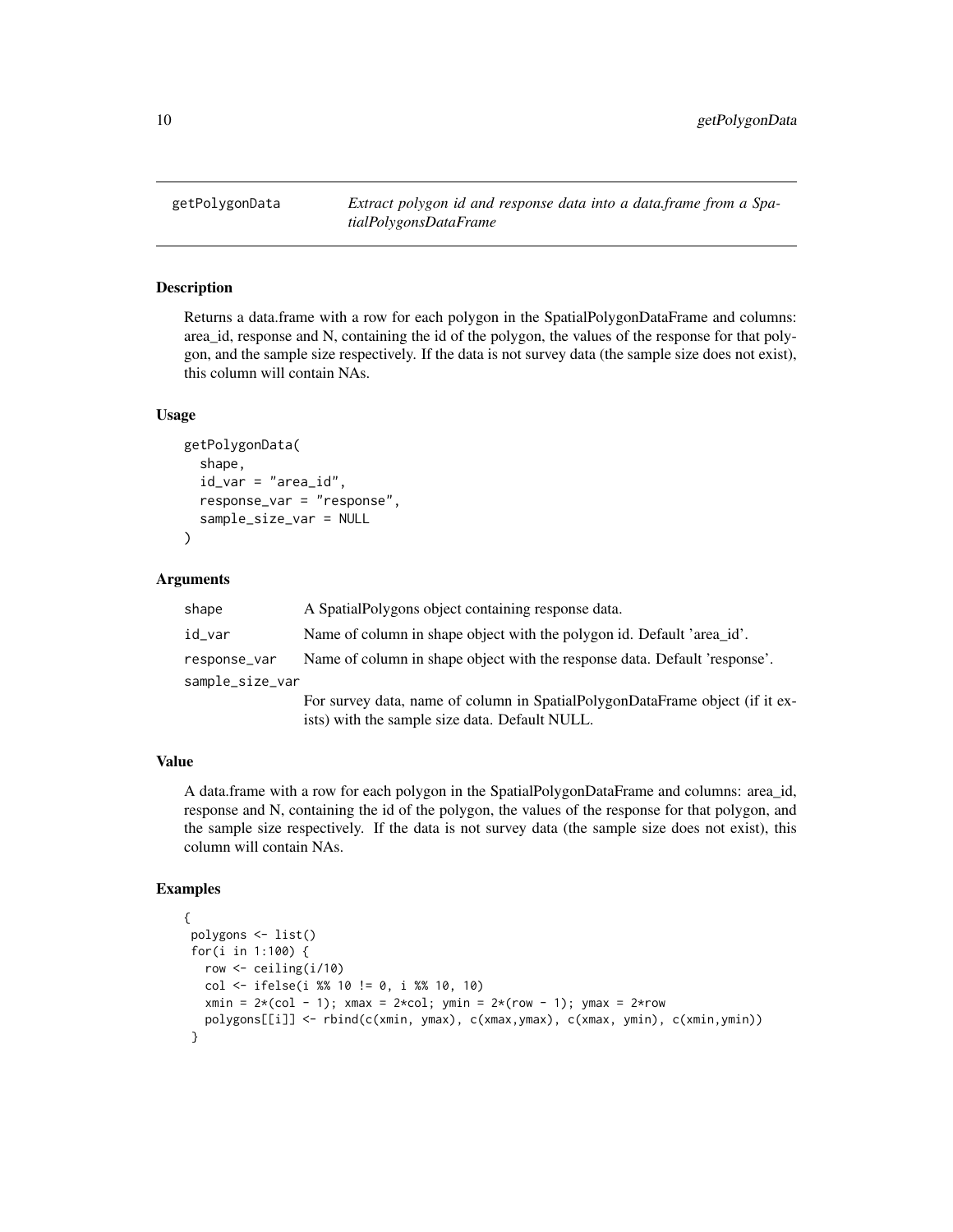## getPolygonData

*Extract polygon id and response data into a data.frame from a SpatialPolygonsDataFrame*

### Description

Returns a data.frame with a row for each polygon in the SpatialPolygonDataFrame and columns: area_id, response and N, containing the id of the polygon, the values of the response for that polygon, and the sample size respectively. If the data is not survey data (the sample size does not exist), this column will contain NAs.

### Usage

```
getPolygonData(
  shape,
  id_var = "area_id",
  response_var = "response",
  sample_size_var = NULL
)
```

### Arguments

| | |
|---|---|
| shape | A SpatialPolygons object containing response data. |
| id_var | Name of column in shape object with the polygon id. Default 'area_id'. |
| response_var | Name of column in shape object with the response data. Default 'response'. |
| sample_size_var | For survey data, name of column in SpatialPolygonDataFrame object (if it exists) with the sample size data. Default NULL. |

### Value

A data.frame with a row for each polygon in the SpatialPolygonDataFrame and columns: area_id, response and N, containing the id of the polygon, the values of the response for that polygon, and the sample size respectively. If the data is not survey data (the sample size does not exist), this column will contain NAs.

### Examples

```
{
 polygons <- list()
 for(i in 1:100) {
   row <- ceiling(i/10)
   col <- ifelse(i %% 10 != 0, i %% 10, 10)
   xmin = 2*(col - 1); xmax = 2*col; ymin = 2*(row - 1); ymax = 2*row
   polygons[[i]] <- rbind(c(xmin, ymax), c(xmax,ymax), c(xmax, ymin), c(xmin,ymin))
 }
```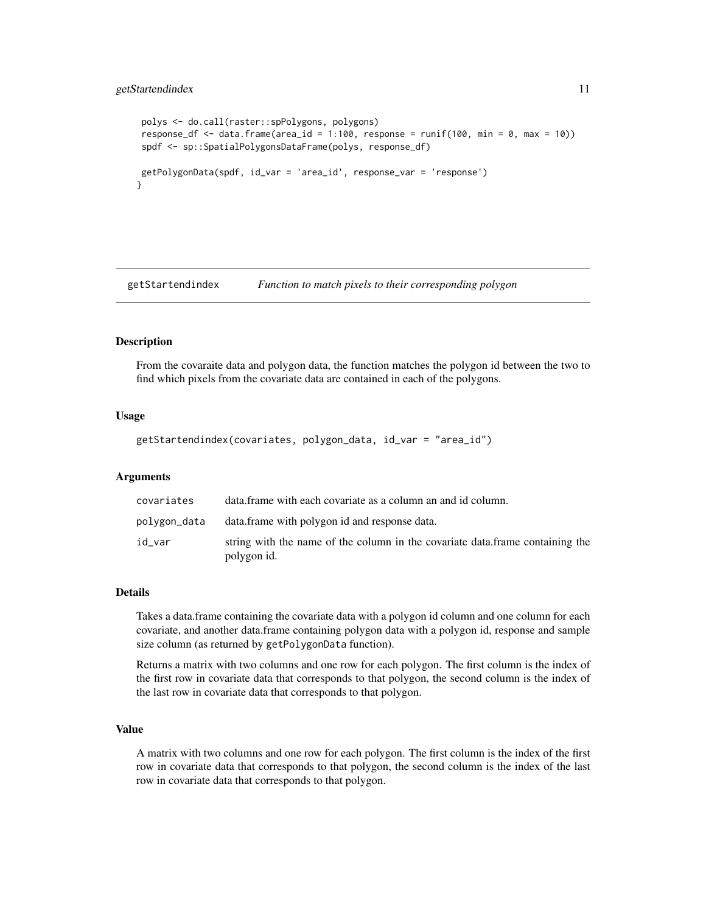```
polys <- do.call(raster::spPolygons, polygons)
response_df <- data.frame(area_id = 1:100, response = runif(100, min = 0, max = 10))
spdf <- sp::SpatialPolygonsDataFrame(polys, response_df)

getPolygonData(spdf, id_var = 'area_id', response_var = 'response')
}
```

## getStartendindex *Function to match pixels to their corresponding polygon*

### Description

From the covaraite data and polygon data, the function matches the polygon id between the two to find which pixels from the covariate data are contained in each of the polygons.

### Usage

```
getStartendindex(covariates, polygon_data, id_var = "area_id")
```

### Arguments

| | |
|---|---|
| covariates | data.frame with each covariate as a column an and id column. |
| polygon_data | data.frame with polygon id and response data. |
| id_var | string with the name of the column in the covariate data.frame containing the polygon id. |

### Details

Takes a data.frame containing the covariate data with a polygon id column and one column for each covariate, and another data.frame containing polygon data with a polygon id, response and sample size column (as returned by `getPolygonData` function).

Returns a matrix with two columns and one row for each polygon. The first column is the index of the first row in covariate data that corresponds to that polygon, the second column is the index of the last row in covariate data that corresponds to that polygon.

### Value

A matrix with two columns and one row for each polygon. The first column is the index of the first row in covariate data that corresponds to that polygon, the second column is the index of the last row in covariate data that corresponds to that polygon.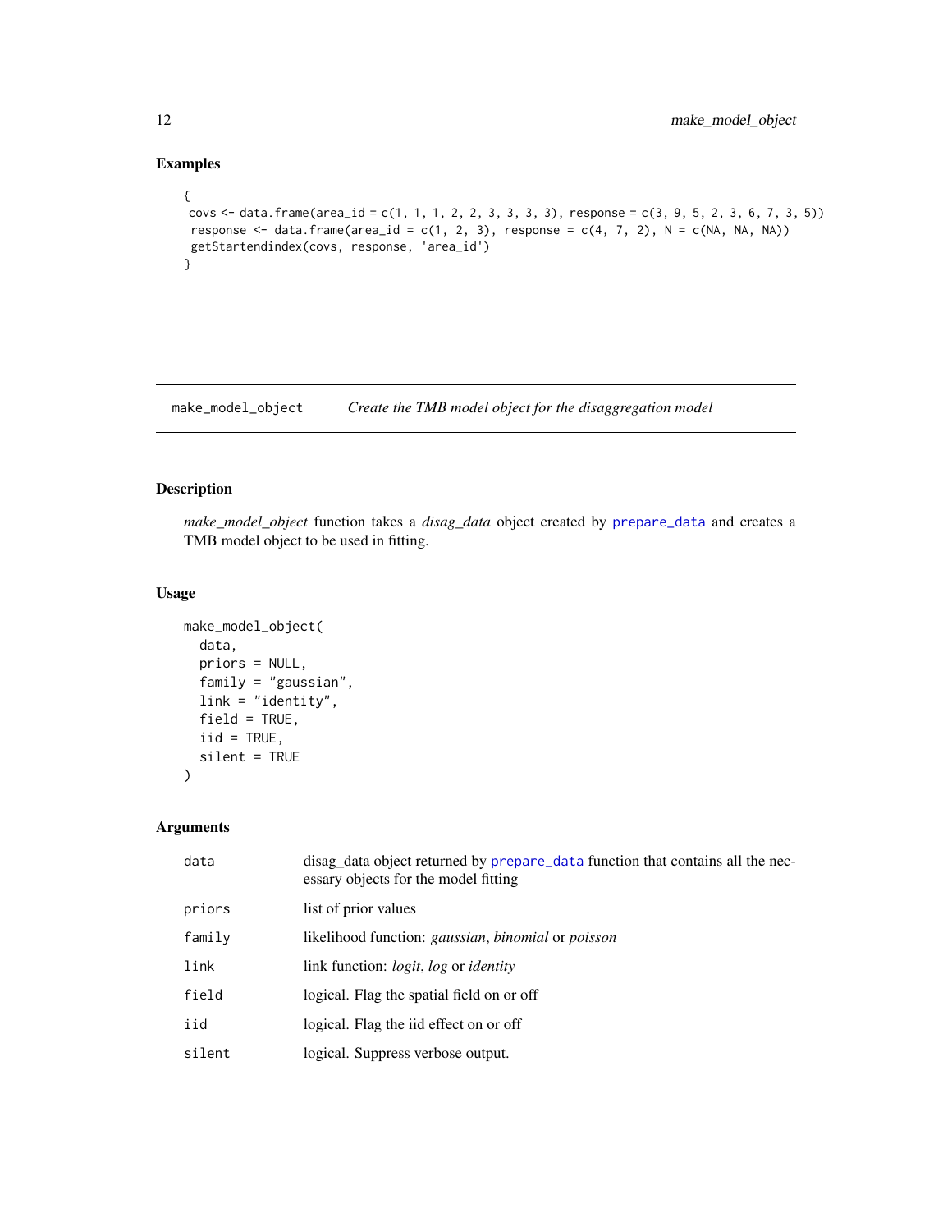## Examples

```
{
 covs <- data.frame(area_id = c(1, 1, 1, 2, 2, 3, 3, 3, 3), response = c(3, 9, 5, 2, 3, 6, 7, 3, 5))
 response <- data.frame(area_id = c(1, 2, 3), response = c(4, 7, 2), N = c(NA, NA, NA))
 getStartendindex(covs, response, 'area_id')
}
```

---

# make_model_object — *Create the TMB model object for the disaggregation model*

## Description

*make_model_object* function takes a *disag_data* object created by prepare_data and creates a TMB model object to be used in fitting.

## Usage

```
make_model_object(
  data,
  priors = NULL,
  family = "gaussian",
  link = "identity",
  field = TRUE,
  iid = TRUE,
  silent = TRUE
)
```

## Arguments

| | |
|---|---|
| data | disag_data object returned by prepare_data function that contains all the necessary objects for the model fitting |
| priors | list of prior values |
| family | likelihood function: *gaussian*, *binomial* or *poisson* |
| link | link function: *logit*, *log* or *identity* |
| field | logical. Flag the spatial field on or off |
| iid | logical. Flag the iid effect on or off |
| silent | logical. Suppress verbose output. |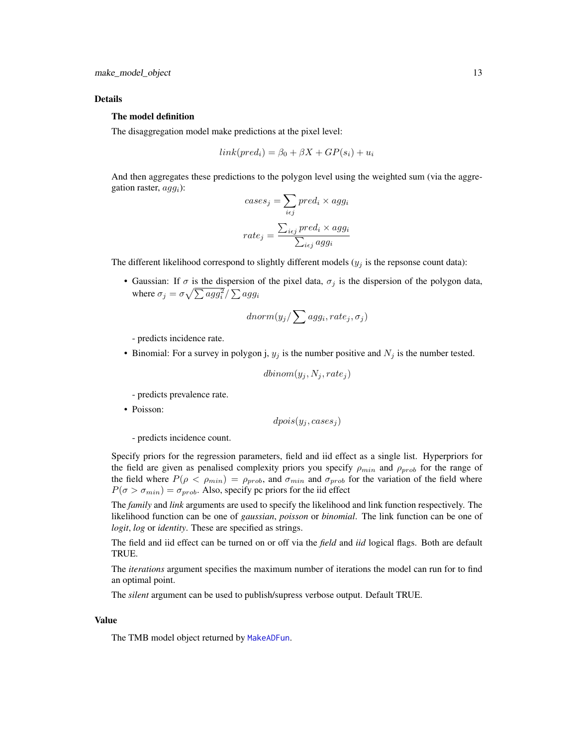## Details

### The model definition

The disaggregation model make predictions at the pixel level:

$$link(pred_i) = \beta_0 + \beta X + GP(s_i) + u_i$$

And then aggregates these predictions to the polygon level using the weighted sum (via the aggregation raster, $agg_i$):

$$cases_j = \sum_{i \epsilon j} pred_i \times agg_i$$

$$rate_j = \frac{\sum_{i \epsilon j} pred_i \times agg_i}{\sum_{i \epsilon j} agg_i}$$

The different likelihood correspond to slightly different models ($y_j$ is the repsonse count data):

- Gaussian: If $\sigma$ is the dispersion of the pixel data, $\sigma_j$ is the dispersion of the polygon data, where $\sigma_j = \sigma \sqrt{\sum agg_i^2} / \sum agg_i$

  $$dnorm(y_j / \sum agg_i, rate_j, \sigma_j)$$

  - predicts incidence rate.

- Binomial: For a survey in polygon j, $y_j$ is the number positive and $N_j$ is the number tested.

  $$dbinom(y_j, N_j, rate_j)$$

  - predicts prevalence rate.

- Poisson:

  $$dpois(y_j, cases_j)$$

  - predicts incidence count.

Specify priors for the regression parameters, field and iid effect as a single list. Hyperpriors for the field are given as penalised complexity priors you specify $\rho_{min}$ and $\rho_{prob}$ for the range of the field where $P(\rho < \rho_{min}) = \rho_{prob}$, and $\sigma_{min}$ and $\sigma_{prob}$ for the variation of the field where $P(\sigma > \sigma_{min}) = \sigma_{prob}$. Also, specify pc priors for the iid effect

The *family* and *link* arguments are used to specify the likelihood and link function respectively. The likelihood function can be one of *gaussian*, *poisson* or *binomial*. The link function can be one of *logit*, *log* or *identity*. These are specified as strings.

The field and iid effect can be turned on or off via the *field* and *iid* logical flags. Both are default TRUE.

The *iterations* argument specifies the maximum number of iterations the model can run for to find an optimal point.

The *silent* argument can be used to publish/supress verbose output. Default TRUE.

## Value

The TMB model object returned by MakeADFun.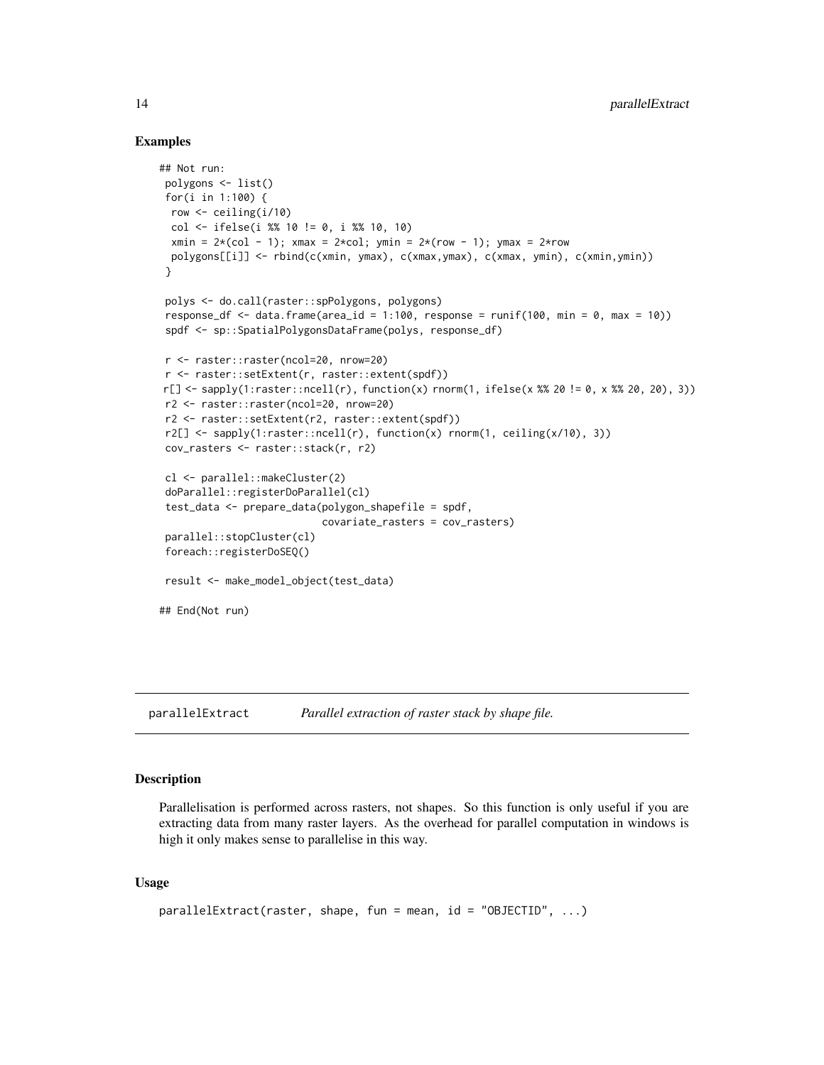### Examples

```
## Not run:
 polygons <- list()
 for(i in 1:100) {
  row <- ceiling(i/10)
  col <- ifelse(i %% 10 != 0, i %% 10, 10)
  xmin = 2*(col - 1); xmax = 2*col; ymin = 2*(row - 1); ymax = 2*row
  polygons[[i]] <- rbind(c(xmin, ymax), c(xmax,ymax), c(xmax, ymin), c(xmin,ymin))
 }

 polys <- do.call(raster::spPolygons, polygons)
 response_df <- data.frame(area_id = 1:100, response = runif(100, min = 0, max = 10))
 spdf <- sp::SpatialPolygonsDataFrame(polys, response_df)

 r <- raster::raster(ncol=20, nrow=20)
 r <- raster::setExtent(r, raster::extent(spdf))
 r[] <- sapply(1:raster::ncell(r), function(x) rnorm(1, ifelse(x %% 20 != 0, x %% 20, 20), 3))
 r2 <- raster::raster(ncol=20, nrow=20)
 r2 <- raster::setExtent(r2, raster::extent(spdf))
 r2[] <- sapply(1:raster::ncell(r), function(x) rnorm(1, ceiling(x/10), 3))
 cov_rasters <- raster::stack(r, r2)

 cl <- parallel::makeCluster(2)
 doParallel::registerDoParallel(cl)
 test_data <- prepare_data(polygon_shapefile = spdf,
                           covariate_rasters = cov_rasters)
 parallel::stopCluster(cl)
 foreach::registerDoSEQ()

 result <- make_model_object(test_data)

## End(Not run)
```

## parallelExtract — *Parallel extraction of raster stack by shape file.*

### Description

Parallelisation is performed across rasters, not shapes. So this function is only useful if you are extracting data from many raster layers. As the overhead for parallel computation in windows is high it only makes sense to parallelise in this way.

### Usage

```
parallelExtract(raster, shape, fun = mean, id = "OBJECTID", ...)
```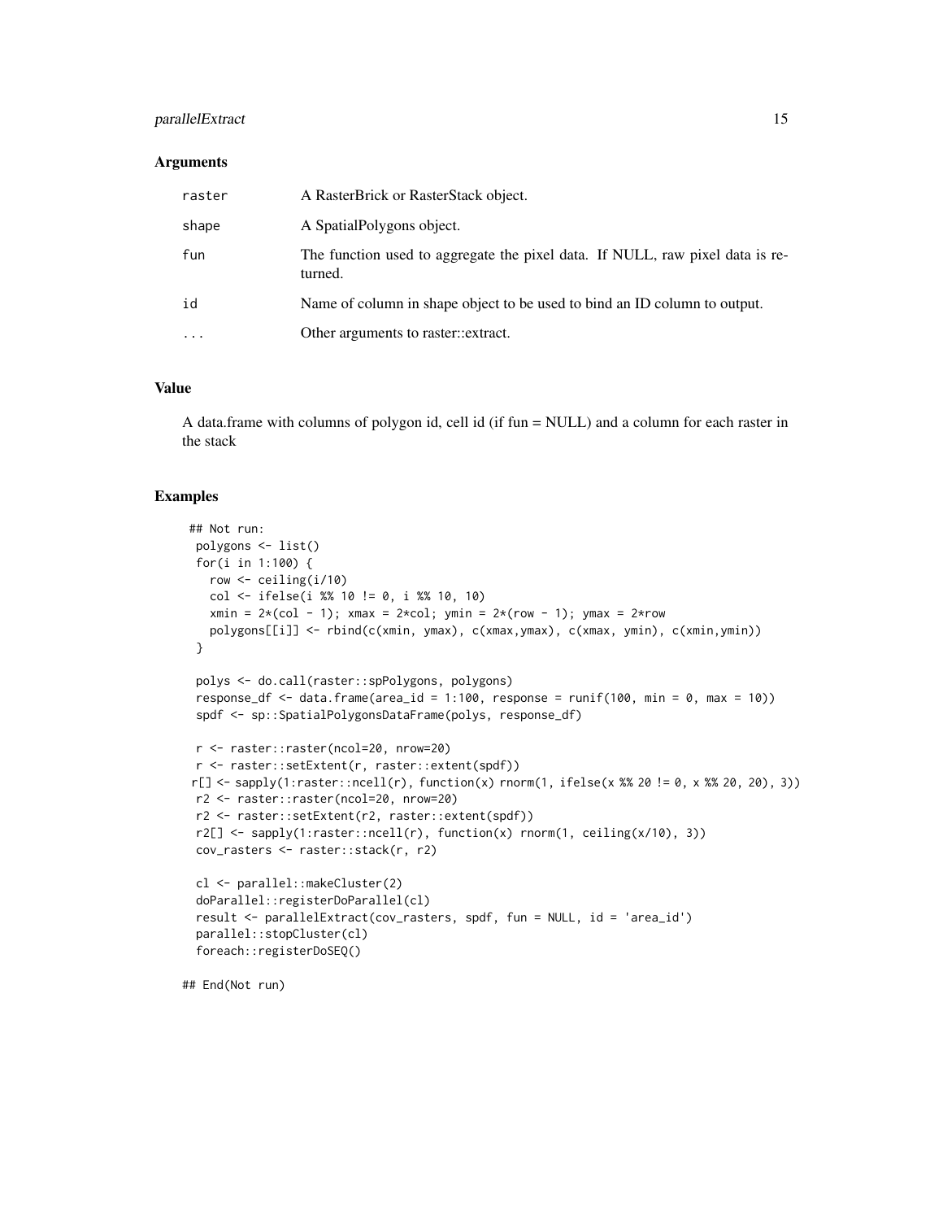### Arguments

| | |
|---|---|
| raster | A RasterBrick or RasterStack object. |
| shape | A SpatialPolygons object. |
| fun | The function used to aggregate the pixel data. If NULL, raw pixel data is returned. |
| id | Name of column in shape object to be used to bind an ID column to output. |
| ... | Other arguments to raster::extract. |

### Value

A data.frame with columns of polygon id, cell id (if fun = NULL) and a column for each raster in the stack

### Examples

```
## Not run:
 polygons <- list()
 for(i in 1:100) {
   row <- ceiling(i/10)
   col <- ifelse(i %% 10 != 0, i %% 10, 10)
   xmin = 2*(col - 1); xmax = 2*col; ymin = 2*(row - 1); ymax = 2*row
   polygons[[i]] <- rbind(c(xmin, ymax), c(xmax,ymax), c(xmax, ymin), c(xmin,ymin))
 }

 polys <- do.call(raster::spPolygons, polygons)
 response_df <- data.frame(area_id = 1:100, response = runif(100, min = 0, max = 10))
 spdf <- sp::SpatialPolygonsDataFrame(polys, response_df)

 r <- raster::raster(ncol=20, nrow=20)
 r <- raster::setExtent(r, raster::extent(spdf))
r[] <- sapply(1:raster::ncell(r), function(x) rnorm(1, ifelse(x %% 20 != 0, x %% 20, 20), 3))
 r2 <- raster::raster(ncol=20, nrow=20)
 r2 <- raster::setExtent(r2, raster::extent(spdf))
 r2[] <- sapply(1:raster::ncell(r), function(x) rnorm(1, ceiling(x/10), 3))
 cov_rasters <- raster::stack(r, r2)

 cl <- parallel::makeCluster(2)
 doParallel::registerDoParallel(cl)
 result <- parallelExtract(cov_rasters, spdf, fun = NULL, id = 'area_id')
 parallel::stopCluster(cl)
 foreach::registerDoSEQ()

## End(Not run)
```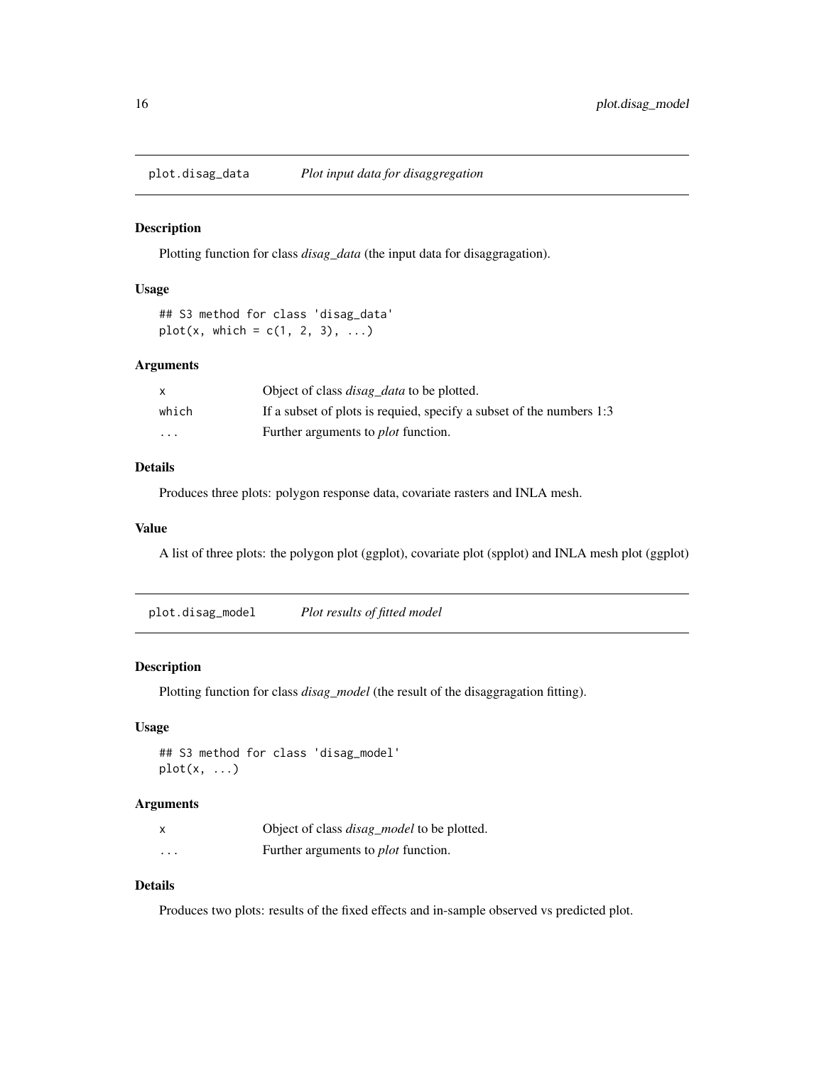## plot.disag_data — *Plot input data for disaggregation*

### Description

Plotting function for class *disag_data* (the input data for disaggragation).

### Usage

```
## S3 method for class 'disag_data'
plot(x, which = c(1, 2, 3), ...)
```

### Arguments

| | |
|---|---|
| x | Object of class *disag_data* to be plotted. |
| which | If a subset of plots is requied, specify a subset of the numbers 1:3 |
| ... | Further arguments to *plot* function. |

### Details

Produces three plots: polygon response data, covariate rasters and INLA mesh.

### Value

A list of three plots: the polygon plot (ggplot), covariate plot (spplot) and INLA mesh plot (ggplot)

## plot.disag_model — *Plot results of fitted model*

### Description

Plotting function for class *disag_model* (the result of the disaggragation fitting).

### Usage

```
## S3 method for class 'disag_model'
plot(x, ...)
```

### Arguments

| | |
|---|---|
| x | Object of class *disag_model* to be plotted. |
| ... | Further arguments to *plot* function. |

### Details

Produces two plots: results of the fixed effects and in-sample observed vs predicted plot.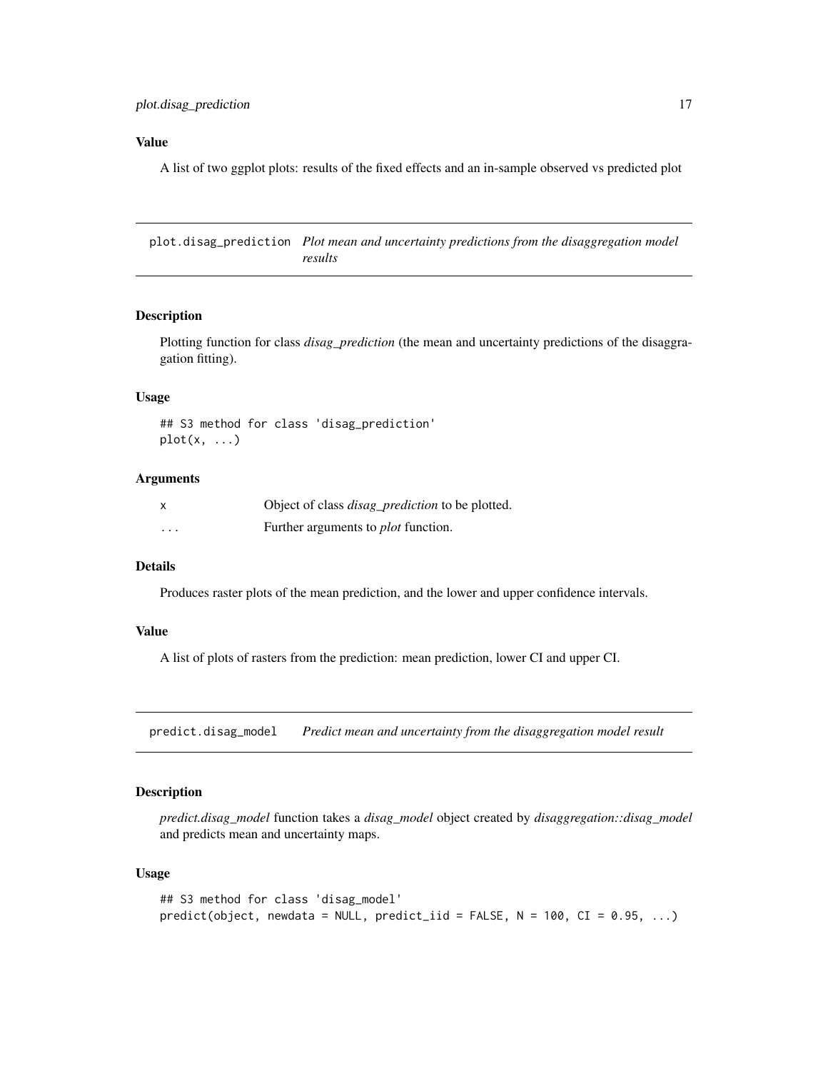### Value

A list of two ggplot plots: results of the fixed effects and an in-sample observed vs predicted plot

---

## plot.disag_prediction — *Plot mean and uncertainty predictions from the disaggregation model results*

---

### Description

Plotting function for class *disag_prediction* (the mean and uncertainty predictions of the disaggregation fitting).

### Usage

```
## S3 method for class 'disag_prediction'
plot(x, ...)
```

### Arguments

| | |
|---|---|
| x | Object of class *disag_prediction* to be plotted. |
| ... | Further arguments to *plot* function. |

### Details

Produces raster plots of the mean prediction, and the lower and upper confidence intervals.

### Value

A list of plots of rasters from the prediction: mean prediction, lower CI and upper CI.

---

## predict.disag_model — *Predict mean and uncertainty from the disaggregation model result*

---

### Description

*predict.disag_model* function takes a *disag_model* object created by *disaggregation::disag_model* and predicts mean and uncertainty maps.

### Usage

```
## S3 method for class 'disag_model'
predict(object, newdata = NULL, predict_iid = FALSE, N = 100, CI = 0.95, ...)
```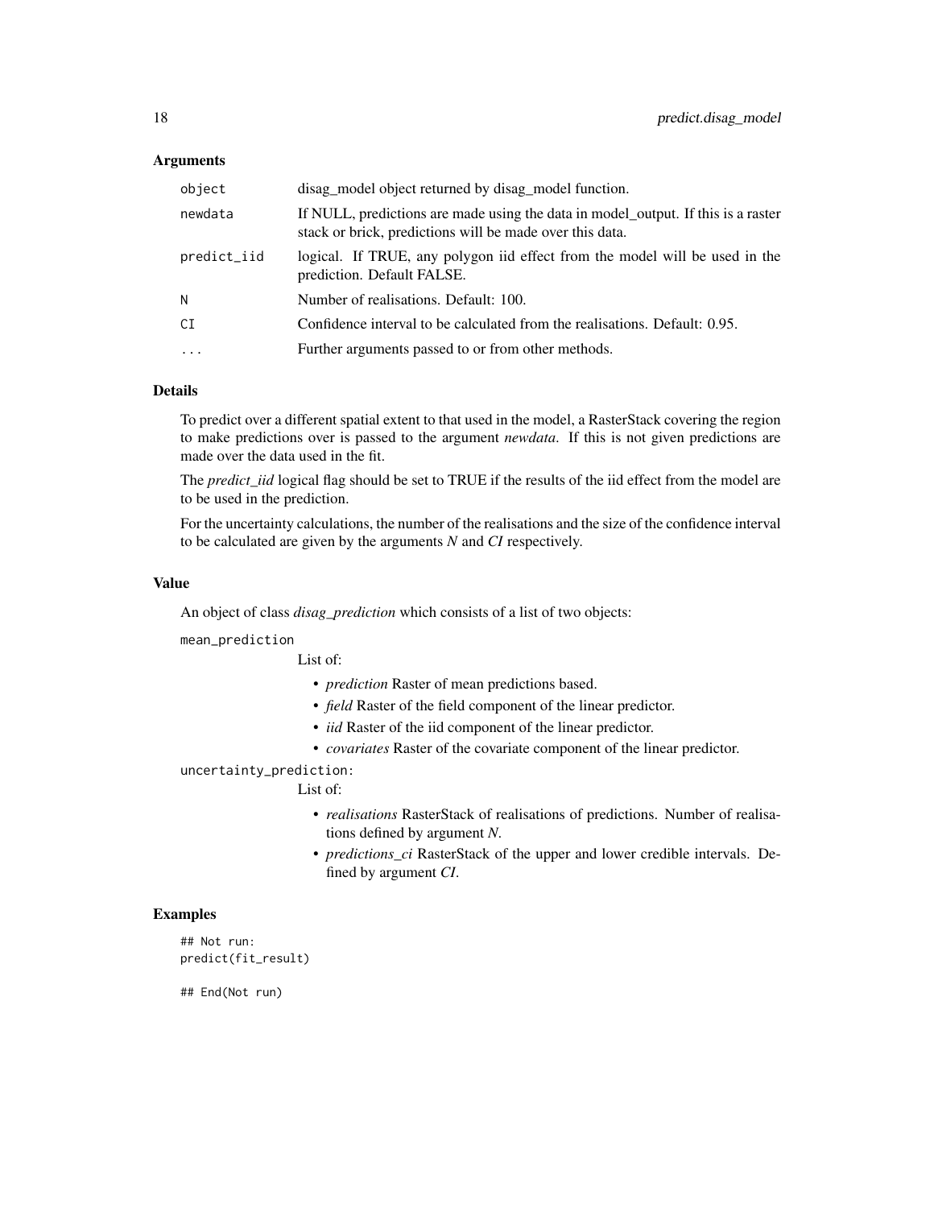### Arguments

| | |
|---|---|
| `object` | disag_model object returned by disag_model function. |
| `newdata` | If NULL, predictions are made using the data in model_output. If this is a raster stack or brick, predictions will be made over this data. |
| `predict_iid` | logical. If TRUE, any polygon iid effect from the model will be used in the prediction. Default FALSE. |
| `N` | Number of realisations. Default: 100. |
| `CI` | Confidence interval to be calculated from the realisations. Default: 0.95. |
| `...` | Further arguments passed to or from other methods. |

### Details

To predict over a different spatial extent to that used in the model, a RasterStack covering the region to make predictions over is passed to the argument *newdata*. If this is not given predictions are made over the data used in the fit.

The *predict_iid* logical flag should be set to TRUE if the results of the iid effect from the model are to be used in the prediction.

For the uncertainty calculations, the number of the realisations and the size of the confidence interval to be calculated are given by the arguments *N* and *CI* respectively.

### Value

An object of class *disag_prediction* which consists of a list of two objects:

`mean_prediction`

List of:

- *prediction* Raster of mean predictions based.
- *field* Raster of the field component of the linear predictor.
- *iid* Raster of the iid component of the linear predictor.
- *covariates* Raster of the covariate component of the linear predictor.

`uncertainty_prediction:`

List of:

- *realisations* RasterStack of realisations of predictions. Number of realisations defined by argument *N*.
- *predictions_ci* RasterStack of the upper and lower credible intervals. Defined by argument *CI*.

### Examples

```
## Not run:
predict(fit_result)

## End(Not run)
```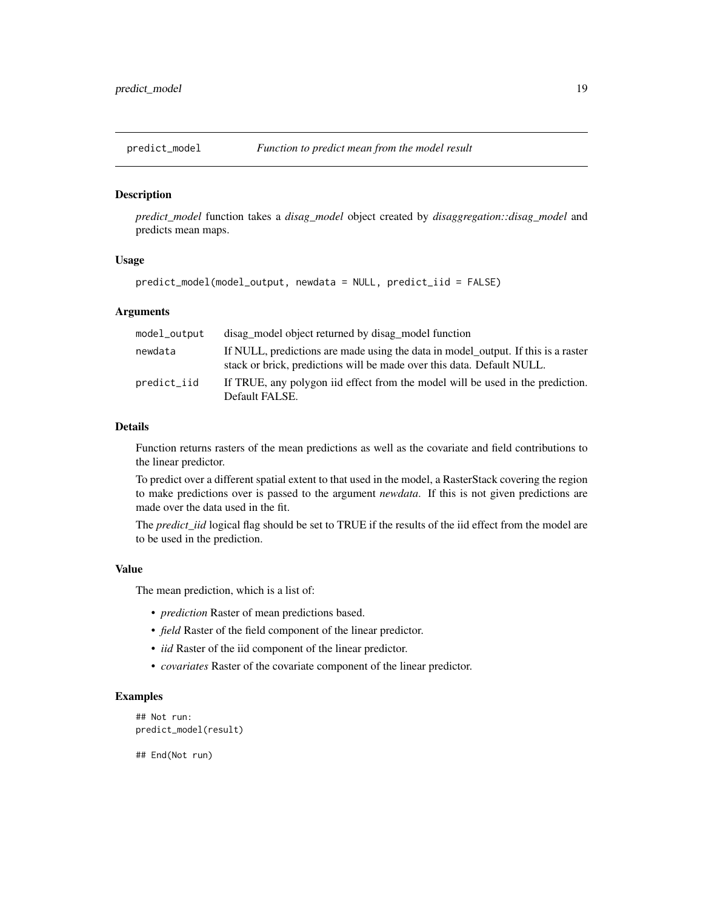# predict_model — *Function to predict mean from the model result*

## Description

*predict_model* function takes a *disag_model* object created by *disaggregation::disag_model* and predicts mean maps.

## Usage

```
predict_model(model_output, newdata = NULL, predict_iid = FALSE)
```

## Arguments

| | |
|---|---|
| `model_output` | disag_model object returned by disag_model function |
| `newdata` | If NULL, predictions are made using the data in model_output. If this is a raster stack or brick, predictions will be made over this data. Default NULL. |
| `predict_iid` | If TRUE, any polygon iid effect from the model will be used in the prediction. Default FALSE. |

## Details

Function returns rasters of the mean predictions as well as the covariate and field contributions to the linear predictor.

To predict over a different spatial extent to that used in the model, a RasterStack covering the region to make predictions over is passed to the argument *newdata*. If this is not given predictions are made over the data used in the fit.

The *predict_iid* logical flag should be set to TRUE if the results of the iid effect from the model are to be used in the prediction.

## Value

The mean prediction, which is a list of:

- *prediction* Raster of mean predictions based.
- *field* Raster of the field component of the linear predictor.
- *iid* Raster of the iid component of the linear predictor.
- *covariates* Raster of the covariate component of the linear predictor.

## Examples

```
## Not run:
predict_model(result)

## End(Not run)
```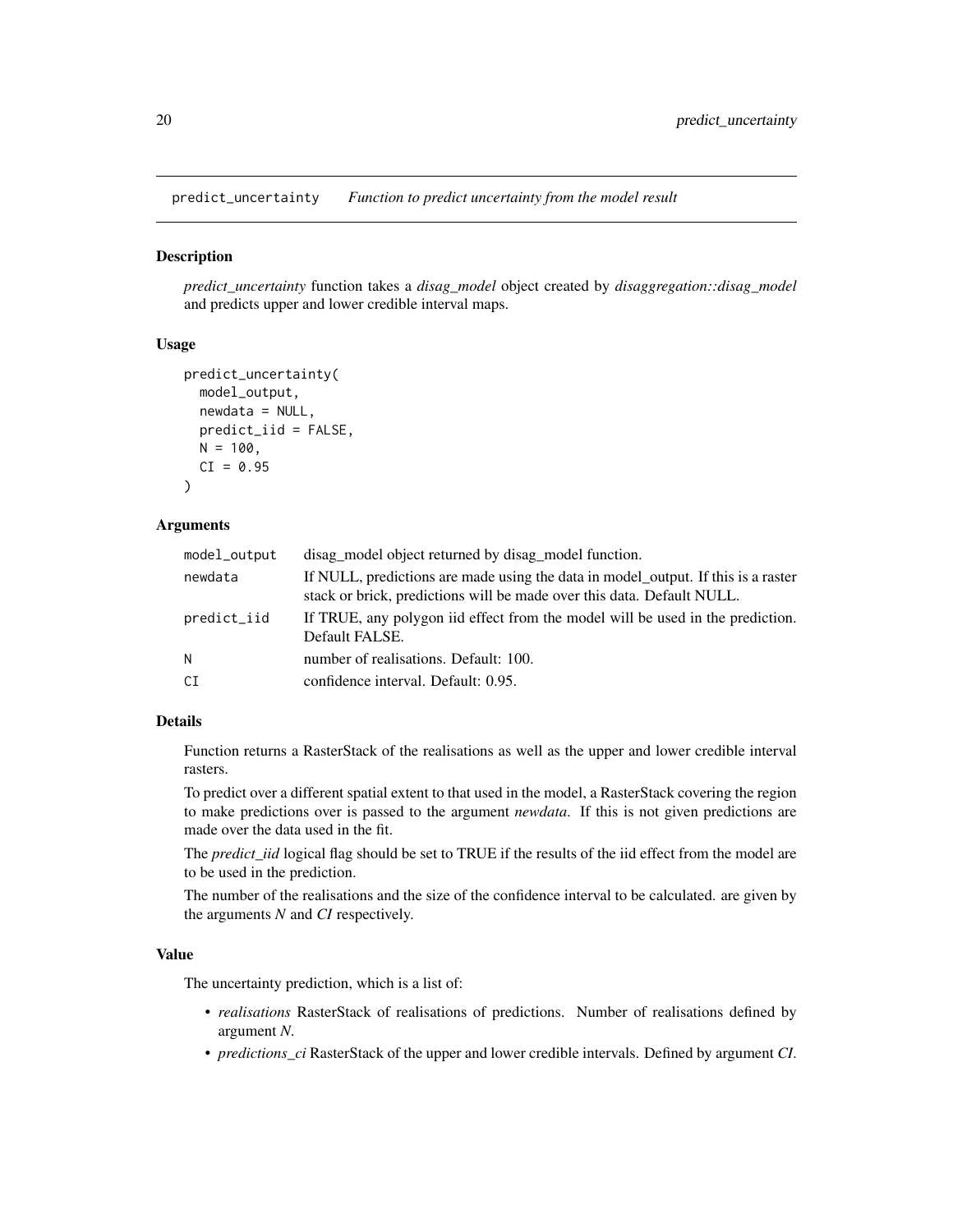`predict_uncertainty` *Function to predict uncertainty from the model result*

## Description

*predict_uncertainty* function takes a *disag_model* object created by *disaggregation::disag_model* and predicts upper and lower credible interval maps.

## Usage

```
predict_uncertainty(
  model_output,
  newdata = NULL,
  predict_iid = FALSE,
  N = 100,
  CI = 0.95
)
```

## Arguments

| | |
|---|---|
| `model_output` | disag_model object returned by disag_model function. |
| `newdata` | If NULL, predictions are made using the data in model_output. If this is a raster stack or brick, predictions will be made over this data. Default NULL. |
| `predict_iid` | If TRUE, any polygon iid effect from the model will be used in the prediction. Default FALSE. |
| `N` | number of realisations. Default: 100. |
| `CI` | confidence interval. Default: 0.95. |

## Details

Function returns a RasterStack of the realisations as well as the upper and lower credible interval rasters.

To predict over a different spatial extent to that used in the model, a RasterStack covering the region to make predictions over is passed to the argument *newdata*. If this is not given predictions are made over the data used in the fit.

The *predict_iid* logical flag should be set to TRUE if the results of the iid effect from the model are to be used in the prediction.

The number of the realisations and the size of the confidence interval to be calculated. are given by the arguments *N* and *CI* respectively.

## Value

The uncertainty prediction, which is a list of:

- *realisations* RasterStack of realisations of predictions. Number of realisations defined by argument *N*.
- *predictions_ci* RasterStack of the upper and lower credible intervals. Defined by argument *CI*.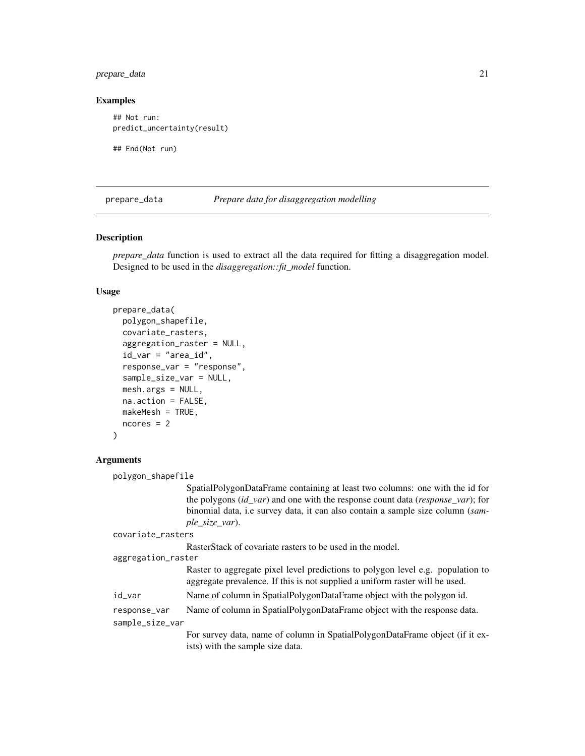## Examples

```
## Not run:
predict_uncertainty(result)

## End(Not run)
```

---

## prepare_data — *Prepare data for disaggregation modelling*

### Description

*prepare_data* function is used to extract all the data required for fitting a disaggregation model. Designed to be used in the *disaggregation::fit_model* function.

### Usage

```
prepare_data(
  polygon_shapefile,
  covariate_rasters,
  aggregation_raster = NULL,
  id_var = "area_id",
  response_var = "response",
  sample_size_var = NULL,
  mesh.args = NULL,
  na.action = FALSE,
  makeMesh = TRUE,
  ncores = 2
)
```

### Arguments

`polygon_shapefile`
: SpatialPolygonDataFrame containing at least two columns: one with the id for the polygons (*id_var*) and one with the response count data (*response_var*); for binomial data, i.e survey data, it can also contain a sample size column (*sample_size_var*).

`covariate_rasters`
: RasterStack of covariate rasters to be used in the model.

`aggregation_raster`
: Raster to aggregate pixel level predictions to polygon level e.g. population to aggregate prevalence. If this is not supplied a uniform raster will be used.

`id_var`
: Name of column in SpatialPolygonDataFrame object with the polygon id.

`response_var`
: Name of column in SpatialPolygonDataFrame object with the response data.

`sample_size_var`
: For survey data, name of column in SpatialPolygonDataFrame object (if it exists) with the sample size data.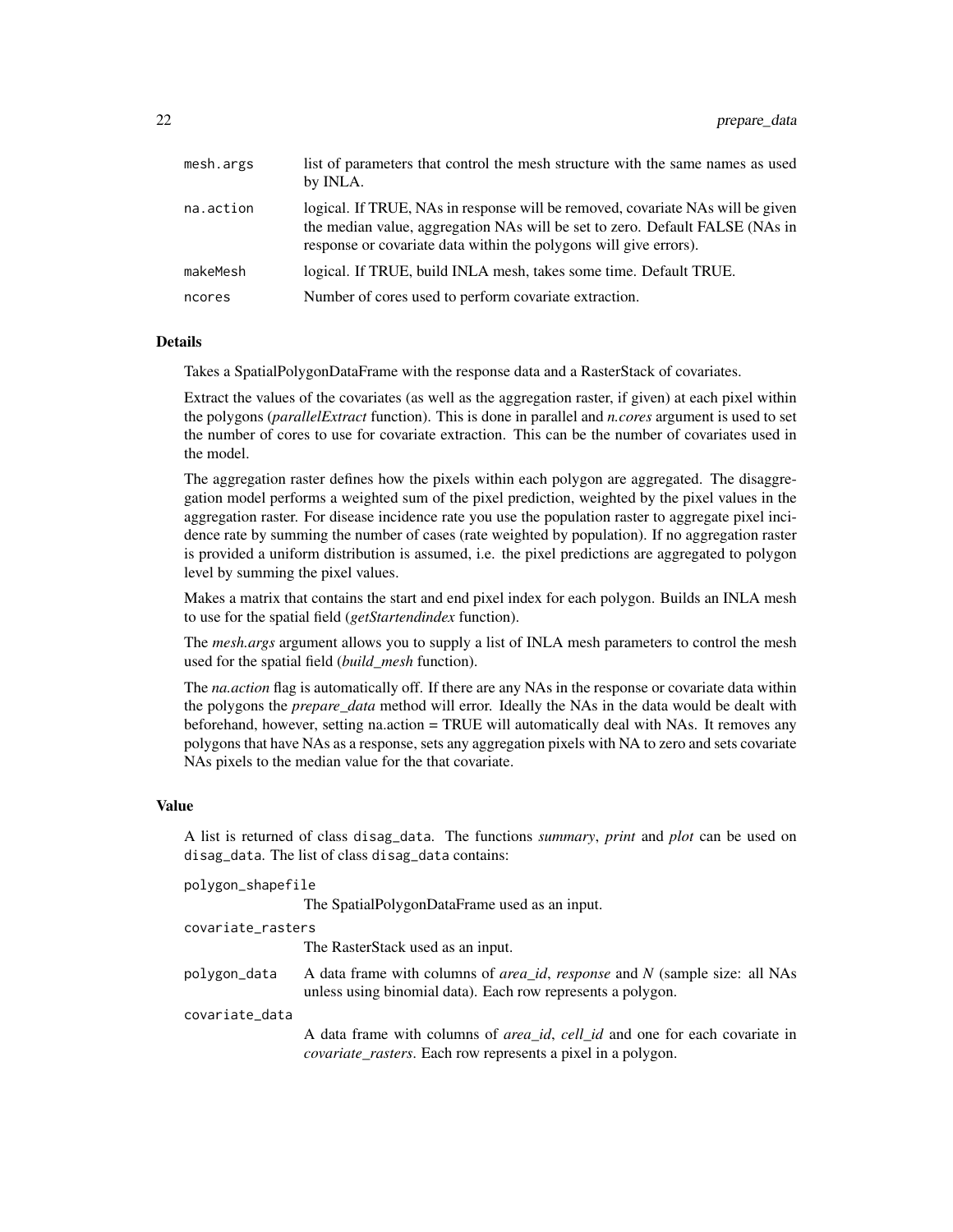| | |
|---|---|
| mesh.args | list of parameters that control the mesh structure with the same names as used by INLA. |
| na.action | logical. If TRUE, NAs in response will be removed, covariate NAs will be given the median value, aggregation NAs will be set to zero. Default FALSE (NAs in response or covariate data within the polygons will give errors). |
| makeMesh | logical. If TRUE, build INLA mesh, takes some time. Default TRUE. |
| ncores | Number of cores used to perform covariate extraction. |

### Details

Takes a SpatialPolygonDataFrame with the response data and a RasterStack of covariates.

Extract the values of the covariates (as well as the aggregation raster, if given) at each pixel within the polygons (*parallelExtract* function). This is done in parallel and *n.cores* argument is used to set the number of cores to use for covariate extraction. This can be the number of covariates used in the model.

The aggregation raster defines how the pixels within each polygon are aggregated. The disaggregation model performs a weighted sum of the pixel prediction, weighted by the pixel values in the aggregation raster. For disease incidence rate you use the population raster to aggregate pixel incidence rate by summing the number of cases (rate weighted by population). If no aggregation raster is provided a uniform distribution is assumed, i.e. the pixel predictions are aggregated to polygon level by summing the pixel values.

Makes a matrix that contains the start and end pixel index for each polygon. Builds an INLA mesh to use for the spatial field (*getStartendindex* function).

The *mesh.args* argument allows you to supply a list of INLA mesh parameters to control the mesh used for the spatial field (*build_mesh* function).

The *na.action* flag is automatically off. If there are any NAs in the response or covariate data within the polygons the *prepare_data* method will error. Ideally the NAs in the data would be dealt with beforehand, however, setting na.action = TRUE will automatically deal with NAs. It removes any polygons that have NAs as a response, sets any aggregation pixels with NA to zero and sets covariate NAs pixels to the median value for the that covariate.

### Value

A list is returned of class `disag_data`. The functions *summary*, *print* and *plot* can be used on `disag_data`. The list of class `disag_data` contains:

| | |
|---|---|
| polygon_shapefile | The SpatialPolygonDataFrame used as an input. |
| covariate_rasters | The RasterStack used as an input. |
| polygon_data | A data frame with columns of *area_id*, *response* and *N* (sample size: all NAs unless using binomial data). Each row represents a polygon. |
| covariate_data | A data frame with columns of *area_id*, *cell_id* and one for each covariate in *covariate_rasters*. Each row represents a pixel in a polygon. |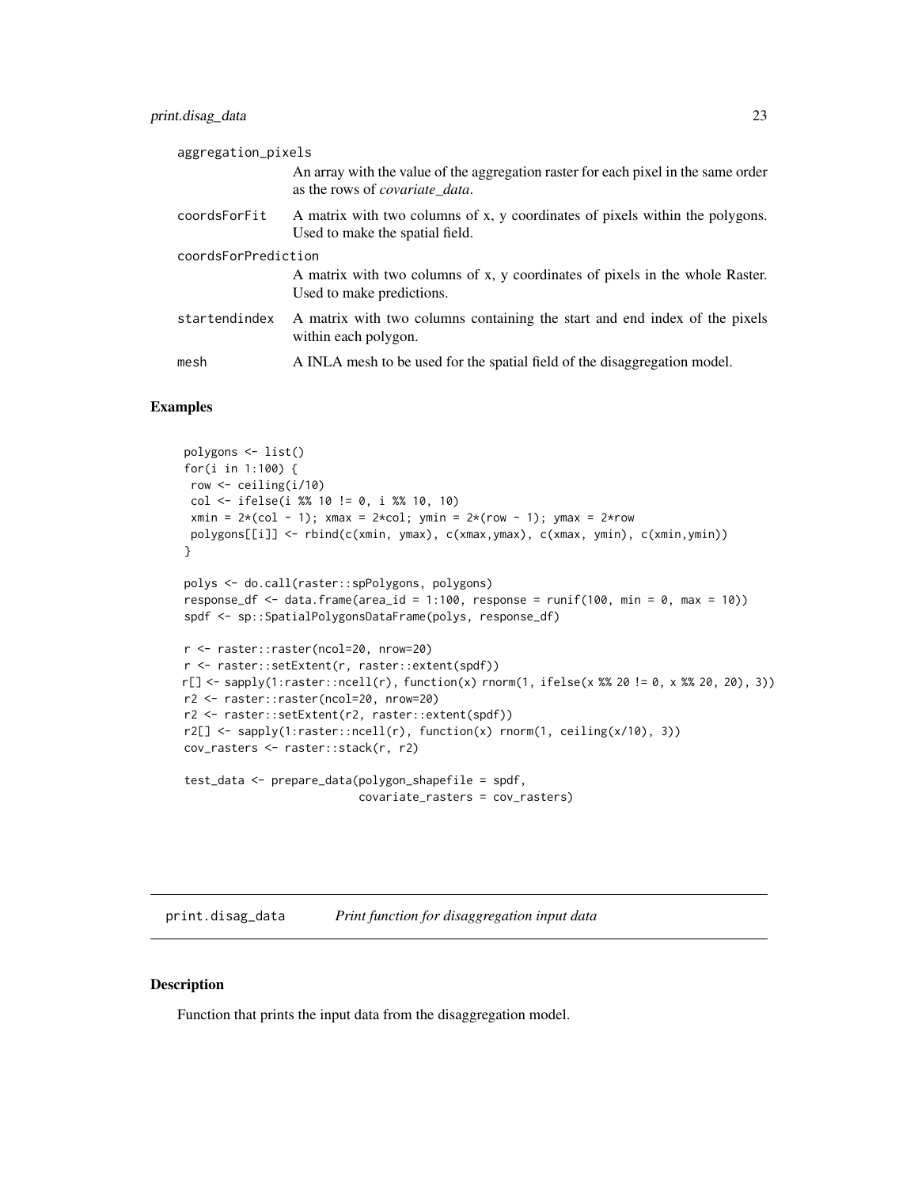| | |
|---|---|
| aggregation_pixels | An array with the value of the aggregation raster for each pixel in the same order as the rows of *covariate_data*. |
| coordsForFit | A matrix with two columns of x, y coordinates of pixels within the polygons. Used to make the spatial field. |
| coordsForPrediction | A matrix with two columns of x, y coordinates of pixels in the whole Raster. Used to make predictions. |
| startendindex | A matrix with two columns containing the start and end index of the pixels within each polygon. |
| mesh | A INLA mesh to be used for the spatial field of the disaggregation model. |

## Examples

```
polygons <- list()
for(i in 1:100) {
 row <- ceiling(i/10)
 col <- ifelse(i %% 10 != 0, i %% 10, 10)
 xmin = 2*(col - 1); xmax = 2*col; ymin = 2*(row - 1); ymax = 2*row
 polygons[[i]] <- rbind(c(xmin, ymax), c(xmax,ymax), c(xmax, ymin), c(xmin,ymin))
}

polys <- do.call(raster::spPolygons, polygons)
response_df <- data.frame(area_id = 1:100, response = runif(100, min = 0, max = 10))
spdf <- sp::SpatialPolygonsDataFrame(polys, response_df)

r <- raster::raster(ncol=20, nrow=20)
r <- raster::setExtent(r, raster::extent(spdf))
r[] <- sapply(1:raster::ncell(r), function(x) rnorm(1, ifelse(x %% 20 != 0, x %% 20, 20), 3))
r2 <- raster::raster(ncol=20, nrow=20)
r2 <- raster::setExtent(r2, raster::extent(spdf))
r2[] <- sapply(1:raster::ncell(r), function(x) rnorm(1, ceiling(x/10), 3))
cov_rasters <- raster::stack(r, r2)

test_data <- prepare_data(polygon_shapefile = spdf,
                          covariate_rasters = cov_rasters)
```

# print.disag_data *Print function for disaggregation input data*

## Description

Function that prints the input data from the disaggregation model.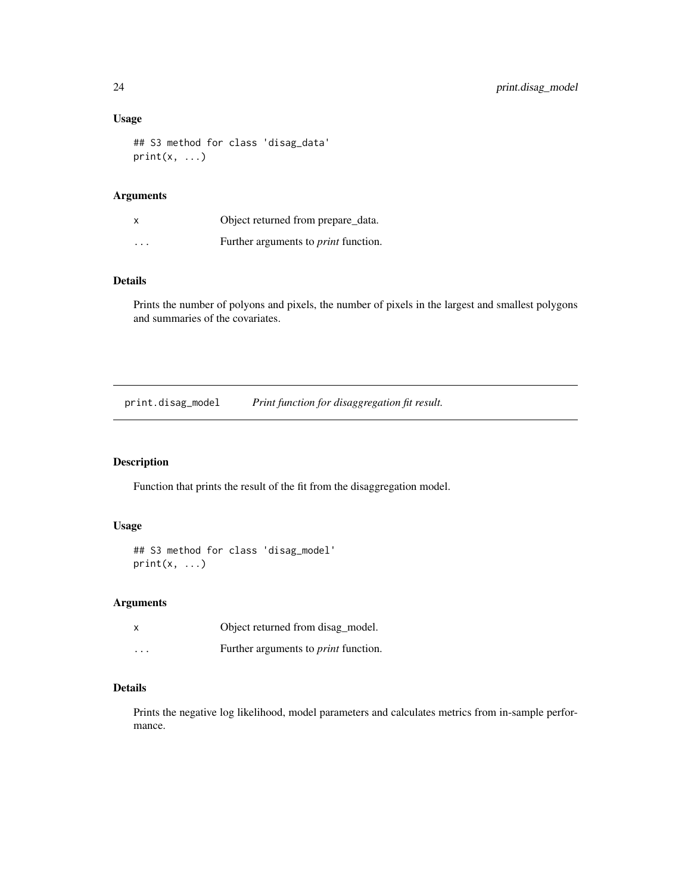### Usage

```
## S3 method for class 'disag_data'
print(x, ...)
```

### Arguments

| | |
|---|---|
| x | Object returned from prepare_data. |
| ... | Further arguments to *print* function. |

### Details

Prints the number of polyons and pixels, the number of pixels in the largest and smallest polygons and summaries of the covariates.

---

## print.disag_model — *Print function for disaggregation fit result.*

### Description

Function that prints the result of the fit from the disaggregation model.

### Usage

```
## S3 method for class 'disag_model'
print(x, ...)
```

### Arguments

| | |
|---|---|
| x | Object returned from disag_model. |
| ... | Further arguments to *print* function. |

### Details

Prints the negative log likelihood, model parameters and calculates metrics from in-sample performance.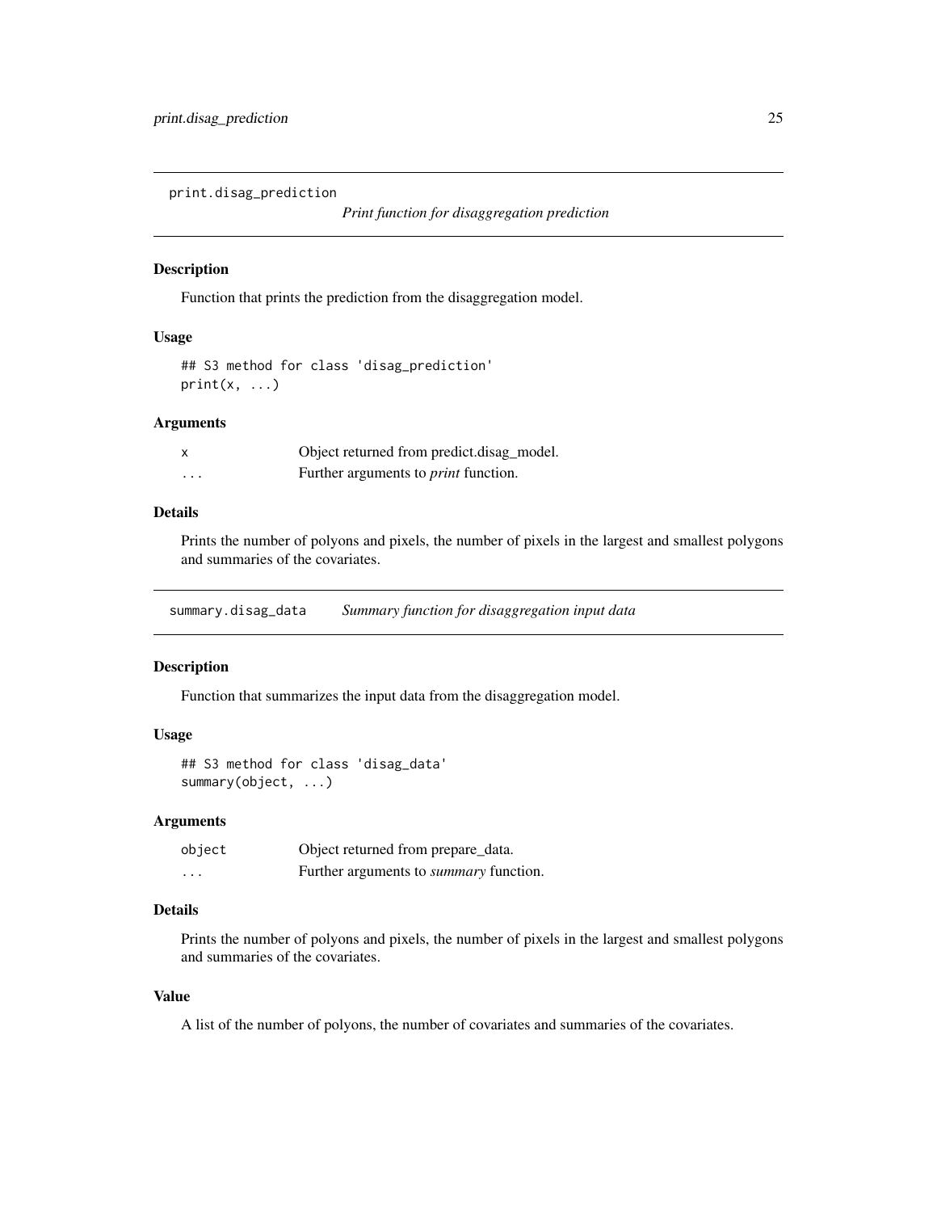## print.disag_prediction

*Print function for disaggregation prediction*

### Description

Function that prints the prediction from the disaggregation model.

### Usage

```
## S3 method for class 'disag_prediction'
print(x, ...)
```

### Arguments

| | |
|---|---|
| `x` | Object returned from predict.disag_model. |
| `...` | Further arguments to *print* function. |

### Details

Prints the number of polyons and pixels, the number of pixels in the largest and smallest polygons and summaries of the covariates.

## summary.disag_data

*Summary function for disaggregation input data*

### Description

Function that summarizes the input data from the disaggregation model.

### Usage

```
## S3 method for class 'disag_data'
summary(object, ...)
```

### Arguments

| | |
|---|---|
| `object` | Object returned from prepare_data. |
| `...` | Further arguments to *summary* function. |

### Details

Prints the number of polyons and pixels, the number of pixels in the largest and smallest polygons and summaries of the covariates.

### Value

A list of the number of polyons, the number of covariates and summaries of the covariates.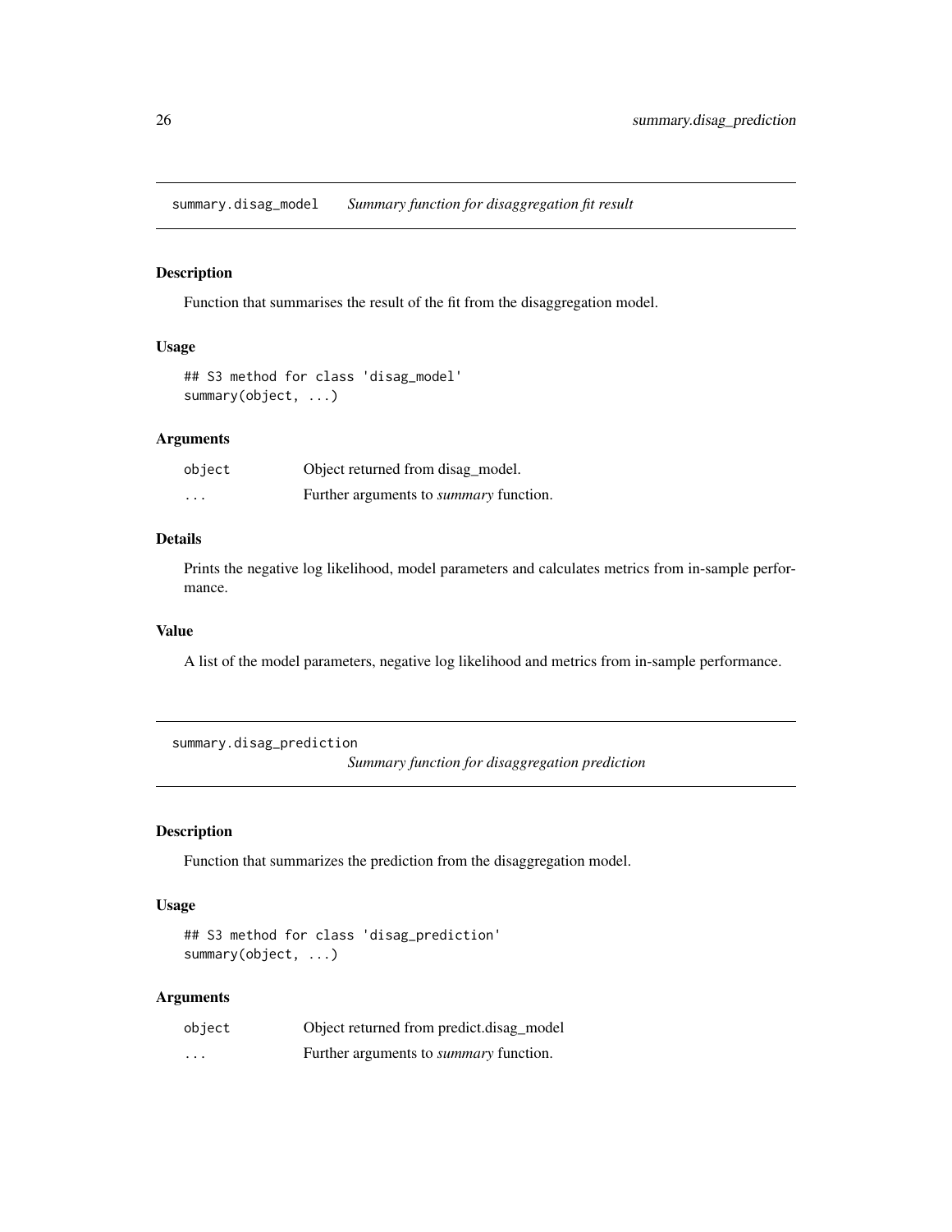## summary.disag_model *Summary function for disaggregation fit result*

### Description

Function that summarises the result of the fit from the disaggregation model.

### Usage

```
## S3 method for class 'disag_model'
summary(object, ...)
```

### Arguments

| | |
|---|---|
| object | Object returned from disag_model. |
| ... | Further arguments to *summary* function. |

### Details

Prints the negative log likelihood, model parameters and calculates metrics from in-sample performance.

### Value

A list of the model parameters, negative log likelihood and metrics from in-sample performance.

## summary.disag_prediction *Summary function for disaggregation prediction*

### Description

Function that summarizes the prediction from the disaggregation model.

### Usage

```
## S3 method for class 'disag_prediction'
summary(object, ...)
```

### Arguments

| | |
|---|---|
| object | Object returned from predict.disag_model |
| ... | Further arguments to *summary* function. |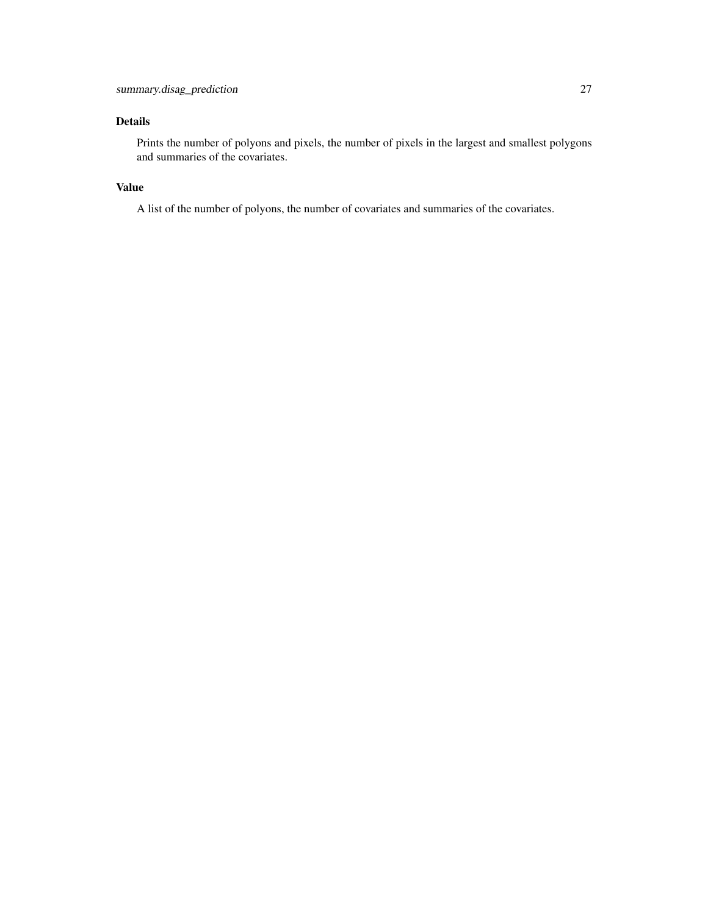## Details

Prints the number of polyons and pixels, the number of pixels in the largest and smallest polygons and summaries of the covariates.

## Value

A list of the number of polyons, the number of covariates and summaries of the covariates.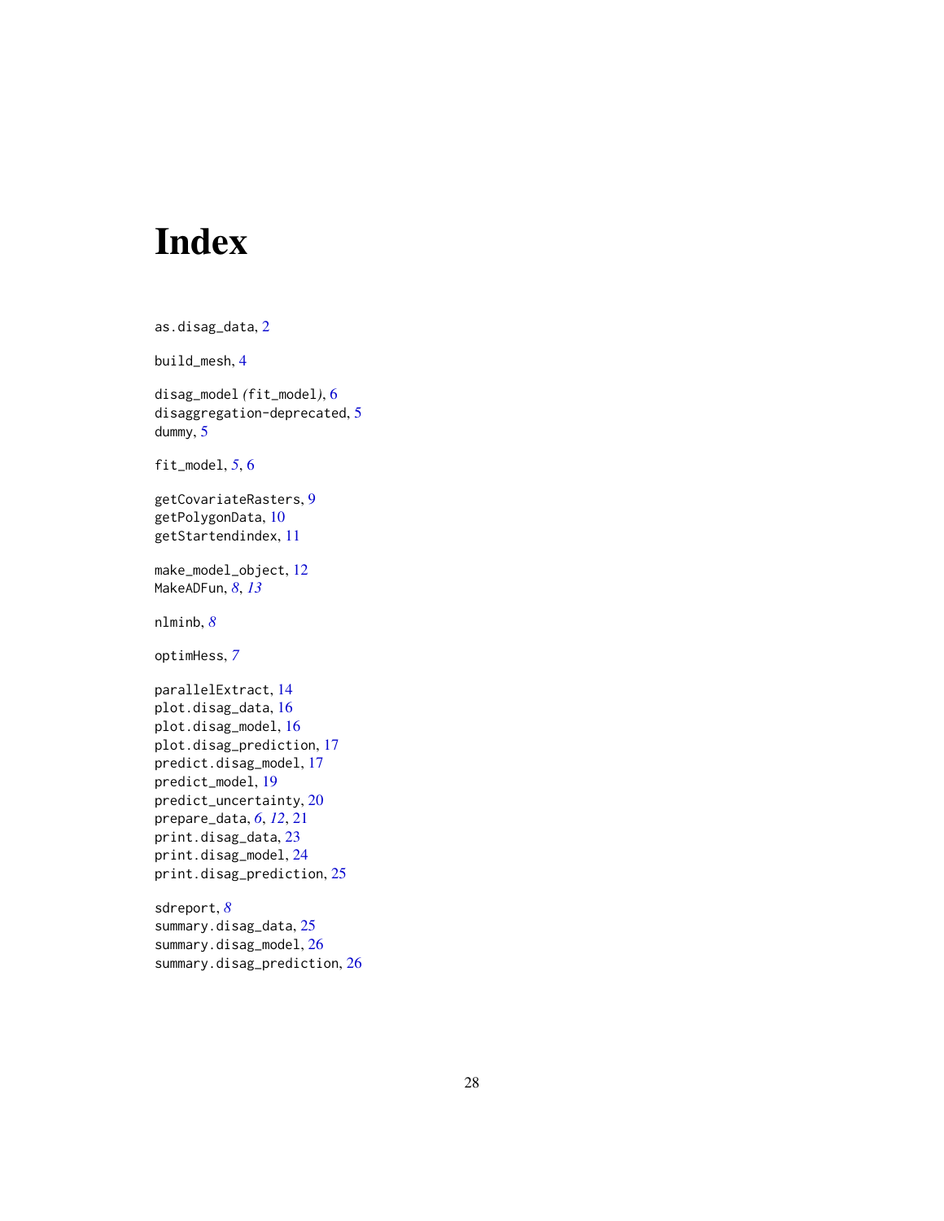# Index

as.disag_data, 2

build_mesh, 4

disag_model *(*fit_model*)*, 6
disaggregation-deprecated, 5
dummy, 5

fit_model, *5*, 6

getCovariateRasters, 9
getPolygonData, 10
getStartendindex, 11

make_model_object, 12
MakeADFun, *8*, *13*

nlminb, *8*

optimHess, *7*

parallelExtract, 14
plot.disag_data, 16
plot.disag_model, 16
plot.disag_prediction, 17
predict.disag_model, 17
predict_model, 19
predict_uncertainty, 20
prepare_data, *6*, *12*, 21
print.disag_data, 23
print.disag_model, 24
print.disag_prediction, 25

sdreport, *8*
summary.disag_data, 25
summary.disag_model, 26
summary.disag_prediction, 26